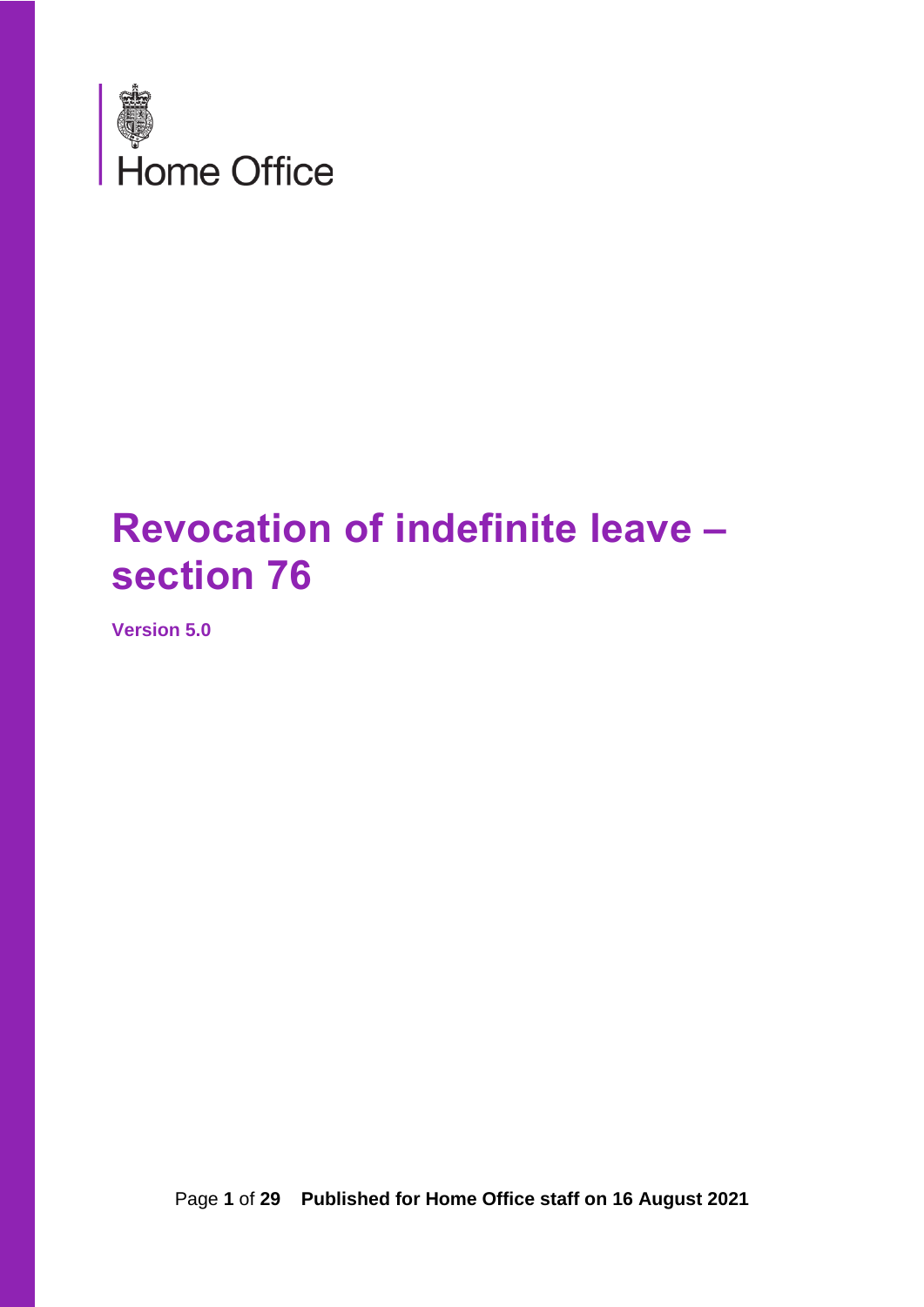Home Office

# Revocation of indefinite leave – section 76

**Version 5.0**

**Published for Home Office staff on 16 August 2021**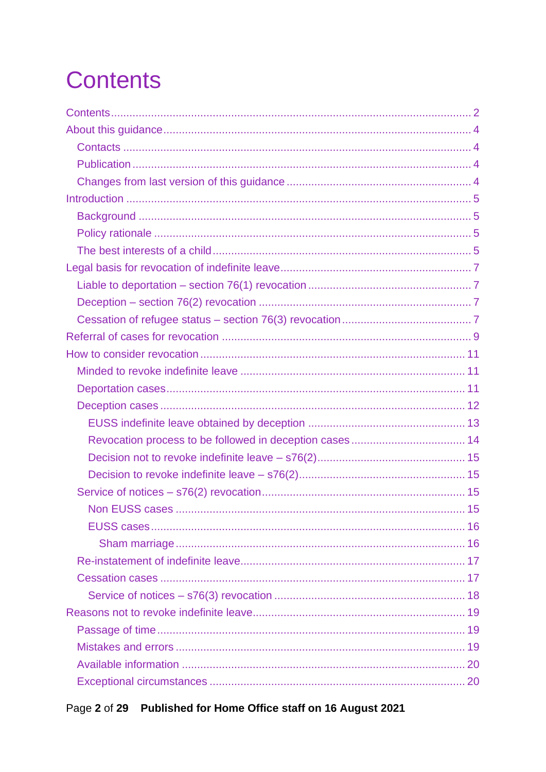# Contents

Contents .......... 2
About this guidance .......... 4
- Contacts .......... 4
- Publication .......... 4
- Changes from last version of this guidance .......... 4

Introduction .......... 5
- Background .......... 5
- Policy rationale .......... 5
- The best interests of a child .......... 5

Legal basis for revocation of indefinite leave .......... 7
- Liable to deportation – section 76(1) revocation .......... 7
- Deception – section 76(2) revocation .......... 7
- Cessation of refugee status – section 76(3) revocation .......... 7

Referral of cases for revocation .......... 9

How to consider revocation .......... 11
- Minded to revoke indefinite leave .......... 11
- Deportation cases .......... 11
- Deception cases .......... 12
  - EUSS indefinite leave obtained by deception .......... 13
  - Revocation process to be followed in deception cases .......... 14
  - Decision not to revoke indefinite leave – s76(2) .......... 15
  - Decision to revoke indefinite leave – s76(2) .......... 15
- Service of notices – s76(2) revocation .......... 15
  - Non EUSS cases .......... 15
  - EUSS cases .......... 16
    - Sham marriage .......... 16
- Re-instatement of indefinite leave .......... 17
- Cessation cases .......... 17
  - Service of notices – s76(3) revocation .......... 18

Reasons not to revoke indefinite leave .......... 19
- Passage of time .......... 19
- Mistakes and errors .......... 19
- Available information .......... 20
- Exceptional circumstances .......... 20

Published for Home Office staff on 16 August 2021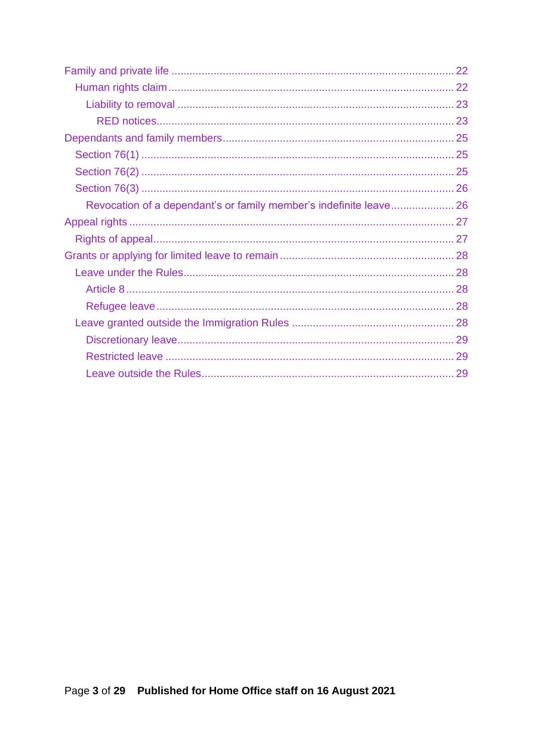Family and private life ..... 22
  Human rights claim ..... 22
    Liability to removal ..... 23
      RED notices ..... 23
Dependants and family members ..... 25
  Section 76(1) ..... 25
  Section 76(2) ..... 25
  Section 76(3) ..... 26
    Revocation of a dependant's or family member's indefinite leave ..... 26
Appeal rights ..... 27
  Rights of appeal ..... 27
Grants or applying for limited leave to remain ..... 28
  Leave under the Rules ..... 28
    Article 8 ..... 28
    Refugee leave ..... 28
  Leave granted outside the Immigration Rules ..... 28
    Discretionary leave ..... 29
    Restricted leave ..... 29
    Leave outside the Rules ..... 29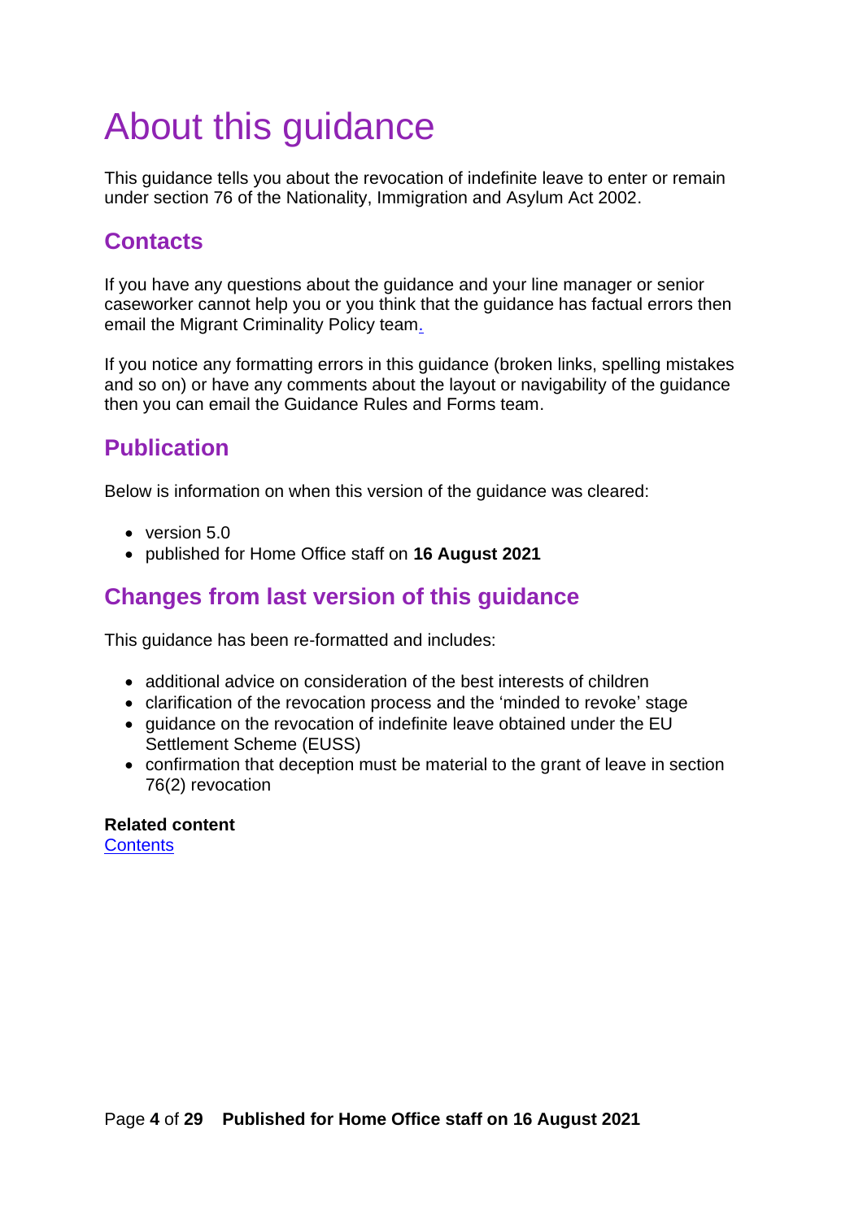# About this guidance

This guidance tells you about the revocation of indefinite leave to enter or remain under section 76 of the Nationality, Immigration and Asylum Act 2002.

## Contacts

If you have any questions about the guidance and your line manager or senior caseworker cannot help you or you think that the guidance has factual errors then email the Migrant Criminality Policy team.

If you notice any formatting errors in this guidance (broken links, spelling mistakes and so on) or have any comments about the layout or navigability of the guidance then you can email the Guidance Rules and Forms team.

## Publication

Below is information on when this version of the guidance was cleared:

- version 5.0
- published for Home Office staff on **16 August 2021**

## Changes from last version of this guidance

This guidance has been re-formatted and includes:

- additional advice on consideration of the best interests of children
- clarification of the revocation process and the 'minded to revoke' stage
- guidance on the revocation of indefinite leave obtained under the EU Settlement Scheme (EUSS)
- confirmation that deception must be material to the grant of leave in section 76(2) revocation

**Related content**
Contents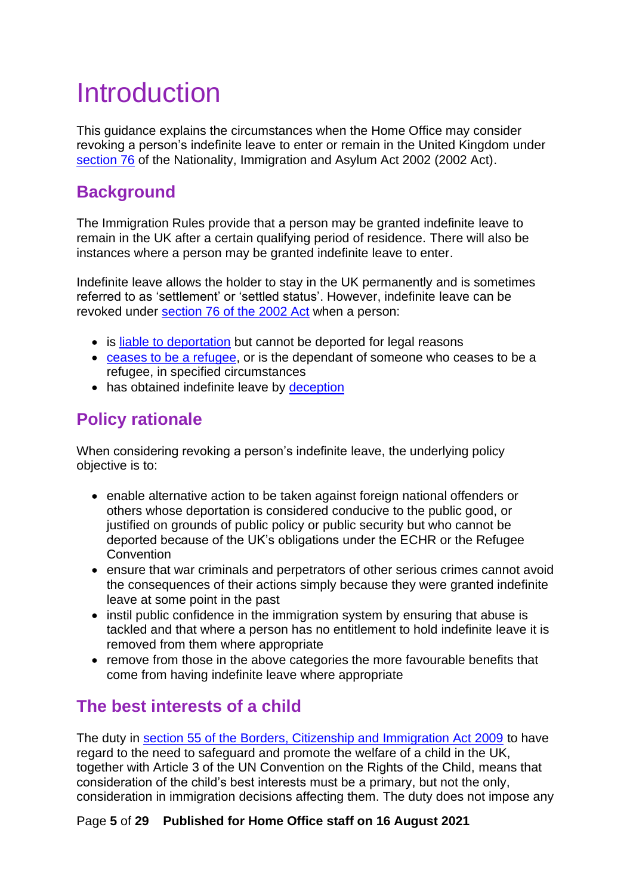# Introduction

This guidance explains the circumstances when the Home Office may consider revoking a person's indefinite leave to enter or remain in the United Kingdom under section 76 of the Nationality, Immigration and Asylum Act 2002 (2002 Act).

## Background

The Immigration Rules provide that a person may be granted indefinite leave to remain in the UK after a certain qualifying period of residence. There will also be instances where a person may be granted indefinite leave to enter.

Indefinite leave allows the holder to stay in the UK permanently and is sometimes referred to as 'settlement' or 'settled status'. However, indefinite leave can be revoked under section 76 of the 2002 Act when a person:

- is liable to deportation but cannot be deported for legal reasons
- ceases to be a refugee, or is the dependant of someone who ceases to be a refugee, in specified circumstances
- has obtained indefinite leave by deception

## Policy rationale

When considering revoking a person's indefinite leave, the underlying policy objective is to:

- enable alternative action to be taken against foreign national offenders or others whose deportation is considered conducive to the public good, or justified on grounds of public policy or public security but who cannot be deported because of the UK's obligations under the ECHR or the Refugee Convention
- ensure that war criminals and perpetrators of other serious crimes cannot avoid the consequences of their actions simply because they were granted indefinite leave at some point in the past
- instil public confidence in the immigration system by ensuring that abuse is tackled and that where a person has no entitlement to hold indefinite leave it is removed from them where appropriate
- remove from those in the above categories the more favourable benefits that come from having indefinite leave where appropriate

## The best interests of a child

The duty in section 55 of the Borders, Citizenship and Immigration Act 2009 to have regard to the need to safeguard and promote the welfare of a child in the UK, together with Article 3 of the UN Convention on the Rights of the Child, means that consideration of the child's best interests must be a primary, but not the only, consideration in immigration decisions affecting them. The duty does not impose any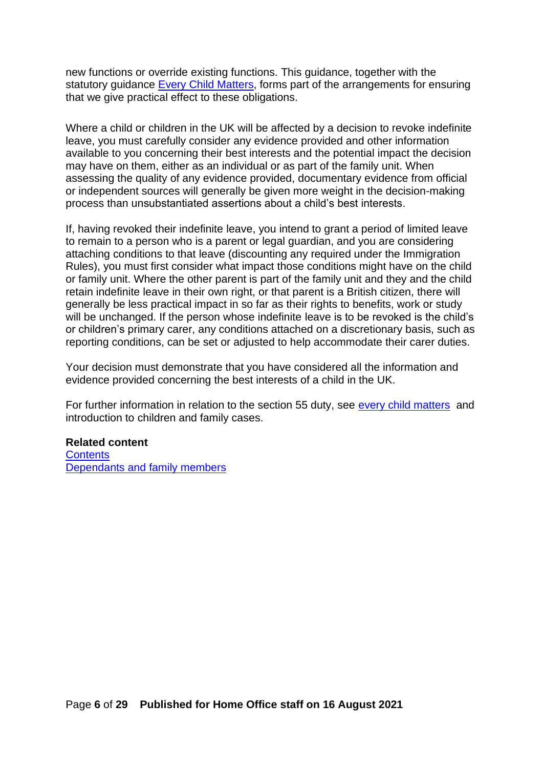new functions or override existing functions. This guidance, together with the statutory guidance [Every Child Matters](), forms part of the arrangements for ensuring that we give practical effect to these obligations.

Where a child or children in the UK will be affected by a decision to revoke indefinite leave, you must carefully consider any evidence provided and other information available to you concerning their best interests and the potential impact the decision may have on them, either as an individual or as part of the family unit. When assessing the quality of any evidence provided, documentary evidence from official or independent sources will generally be given more weight in the decision-making process than unsubstantiated assertions about a child's best interests.

If, having revoked their indefinite leave, you intend to grant a period of limited leave to remain to a person who is a parent or legal guardian, and you are considering attaching conditions to that leave (discounting any required under the Immigration Rules), you must first consider what impact those conditions might have on the child or family unit. Where the other parent is part of the family unit and they and the child retain indefinite leave in their own right, or that parent is a British citizen, there will generally be less practical impact in so far as their rights to benefits, work or study will be unchanged. If the person whose indefinite leave is to be revoked is the child's or children's primary carer, any conditions attached on a discretionary basis, such as reporting conditions, can be set or adjusted to help accommodate their carer duties.

Your decision must demonstrate that you have considered all the information and evidence provided concerning the best interests of a child in the UK.

For further information in relation to the section 55 duty, see [every child matters]() and introduction to children and family cases.

**Related content**
[Contents]()
[Dependants and family members]()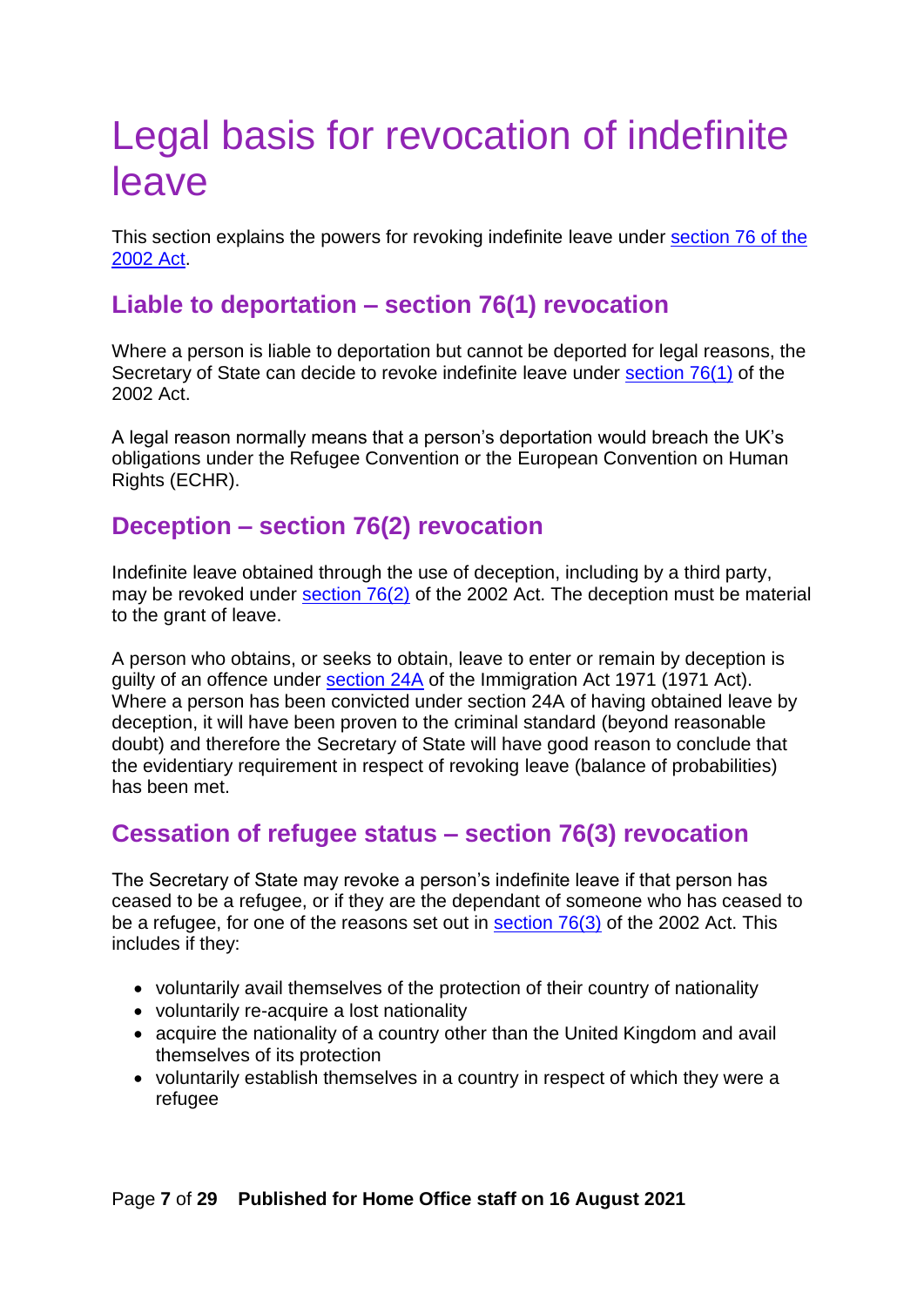# Legal basis for revocation of indefinite leave

This section explains the powers for revoking indefinite leave under section 76 of the 2002 Act.

## Liable to deportation – section 76(1) revocation

Where a person is liable to deportation but cannot be deported for legal reasons, the Secretary of State can decide to revoke indefinite leave under section 76(1) of the 2002 Act.

A legal reason normally means that a person's deportation would breach the UK's obligations under the Refugee Convention or the European Convention on Human Rights (ECHR).

## Deception – section 76(2) revocation

Indefinite leave obtained through the use of deception, including by a third party, may be revoked under section 76(2) of the 2002 Act. The deception must be material to the grant of leave.

A person who obtains, or seeks to obtain, leave to enter or remain by deception is guilty of an offence under section 24A of the Immigration Act 1971 (1971 Act). Where a person has been convicted under section 24A of having obtained leave by deception, it will have been proven to the criminal standard (beyond reasonable doubt) and therefore the Secretary of State will have good reason to conclude that the evidentiary requirement in respect of revoking leave (balance of probabilities) has been met.

## Cessation of refugee status – section 76(3) revocation

The Secretary of State may revoke a person's indefinite leave if that person has ceased to be a refugee, or if they are the dependant of someone who has ceased to be a refugee, for one of the reasons set out in section 76(3) of the 2002 Act. This includes if they:

- voluntarily avail themselves of the protection of their country of nationality
- voluntarily re-acquire a lost nationality
- acquire the nationality of a country other than the United Kingdom and avail themselves of its protection
- voluntarily establish themselves in a country in respect of which they were a refugee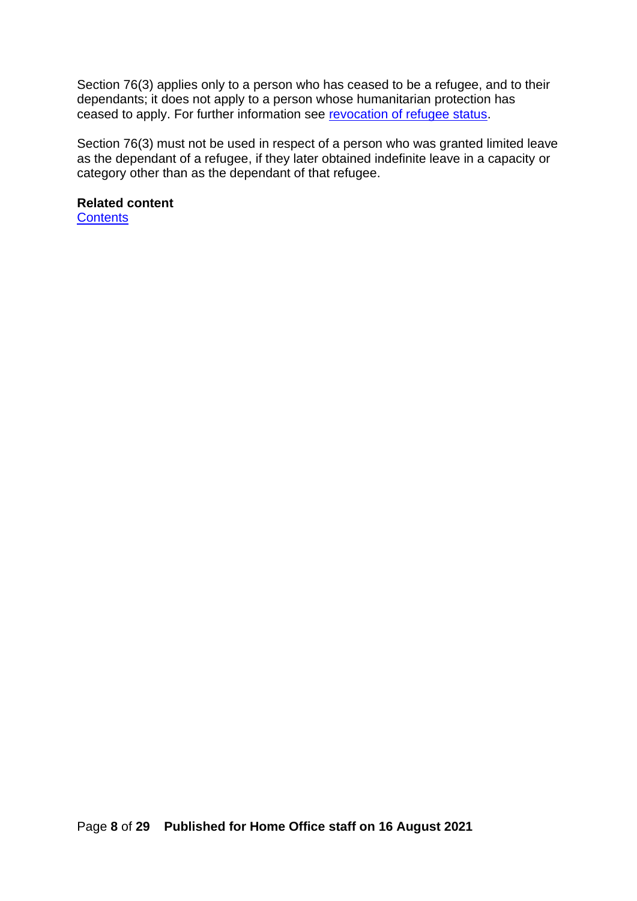Section 76(3) applies only to a person who has ceased to be a refugee, and to their dependants; it does not apply to a person whose humanitarian protection has ceased to apply. For further information see revocation of refugee status.

Section 76(3) must not be used in respect of a person who was granted limited leave as the dependant of a refugee, if they later obtained indefinite leave in a capacity or category other than as the dependant of that refugee.

**Related content**
Contents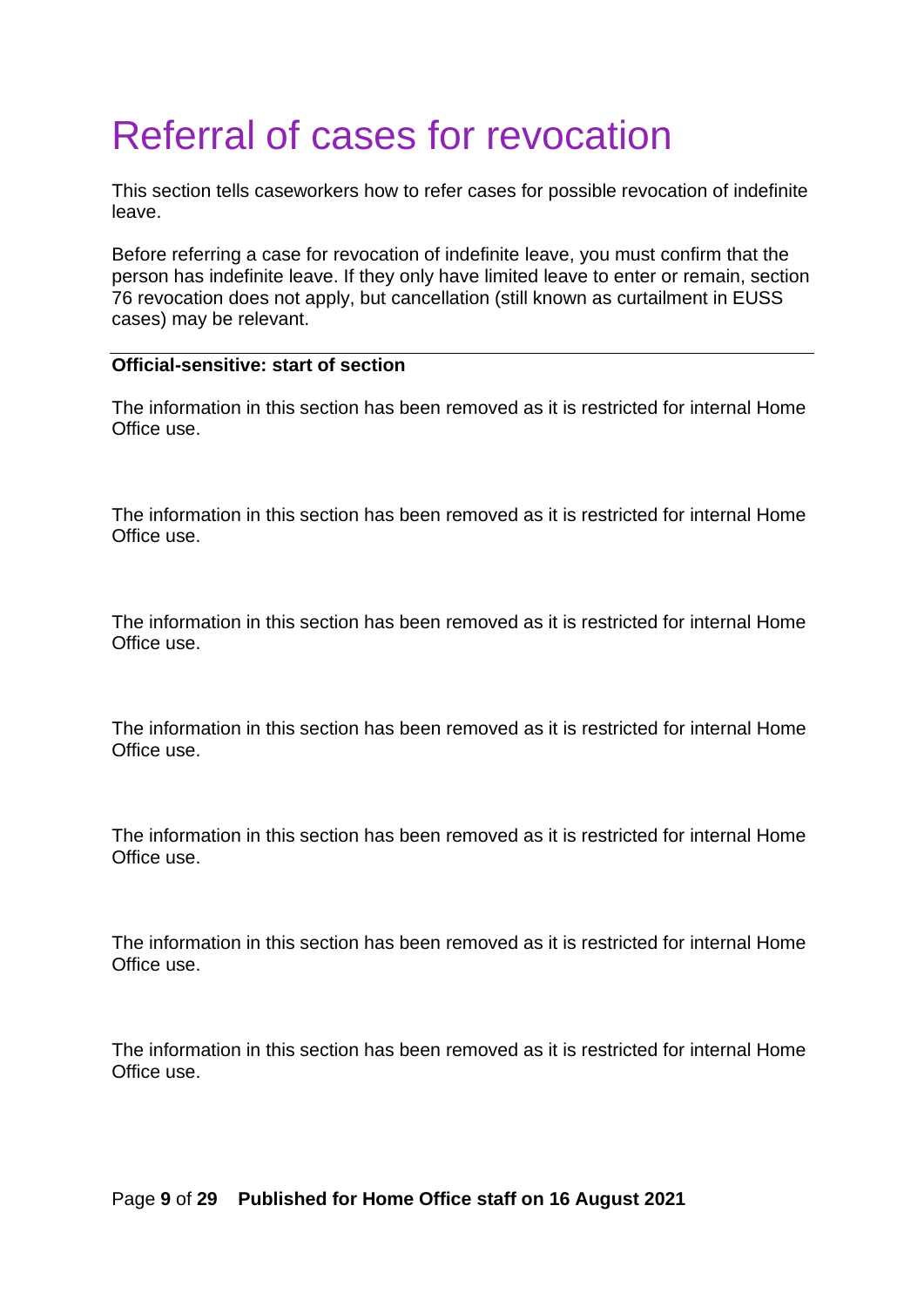# Referral of cases for revocation

This section tells caseworkers how to refer cases for possible revocation of indefinite leave.

Before referring a case for revocation of indefinite leave, you must confirm that the person has indefinite leave. If they only have limited leave to enter or remain, section 76 revocation does not apply, but cancellation (still known as curtailment in EUSS cases) may be relevant.

---

**Official-sensitive: start of section**

The information in this section has been removed as it is restricted for internal Home Office use.

The information in this section has been removed as it is restricted for internal Home Office use.

The information in this section has been removed as it is restricted for internal Home Office use.

The information in this section has been removed as it is restricted for internal Home Office use.

The information in this section has been removed as it is restricted for internal Home Office use.

The information in this section has been removed as it is restricted for internal Home Office use.

The information in this section has been removed as it is restricted for internal Home Office use.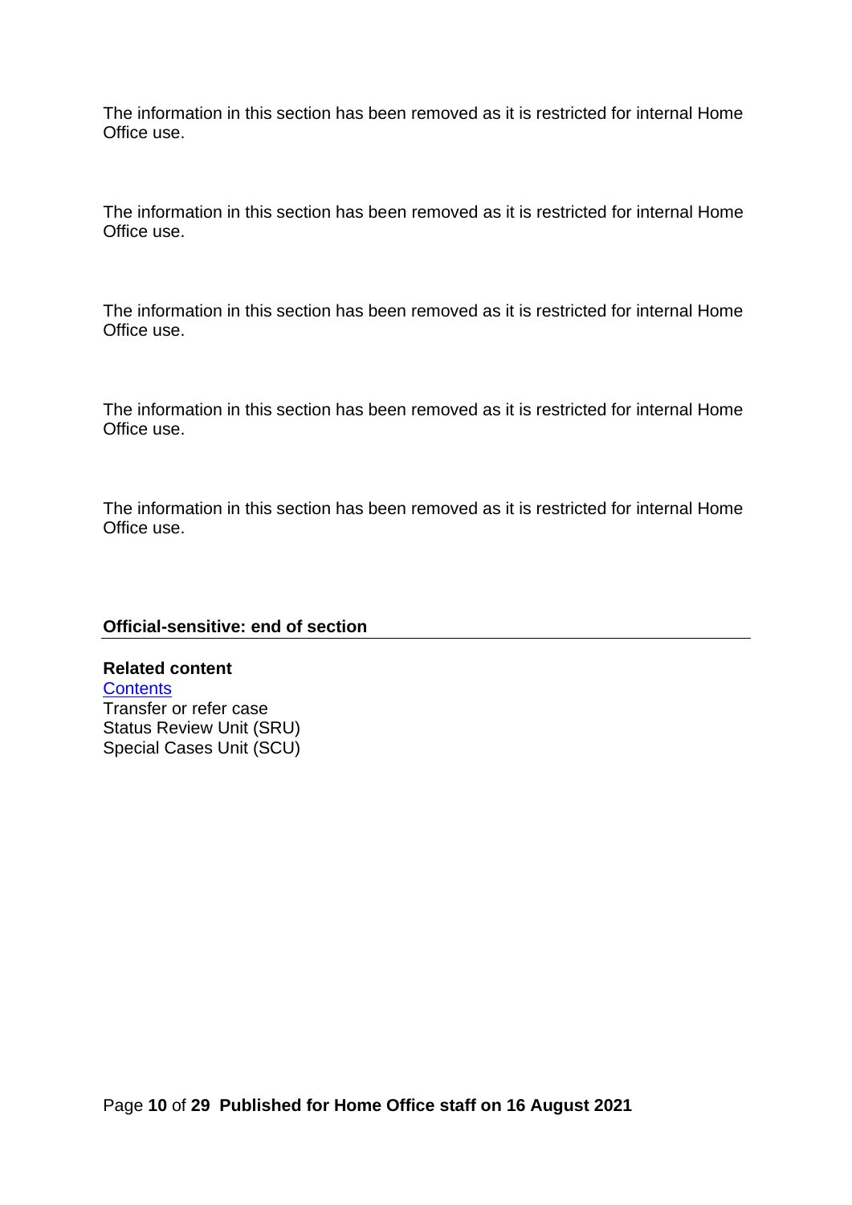The information in this section has been removed as it is restricted for internal Home Office use.

The information in this section has been removed as it is restricted for internal Home Office use.

The information in this section has been removed as it is restricted for internal Home Office use.

The information in this section has been removed as it is restricted for internal Home Office use.

The information in this section has been removed as it is restricted for internal Home Office use.

**Official-sensitive: end of section**

---

**Related content**
Contents
Transfer or refer case
Status Review Unit (SRU)
Special Cases Unit (SCU)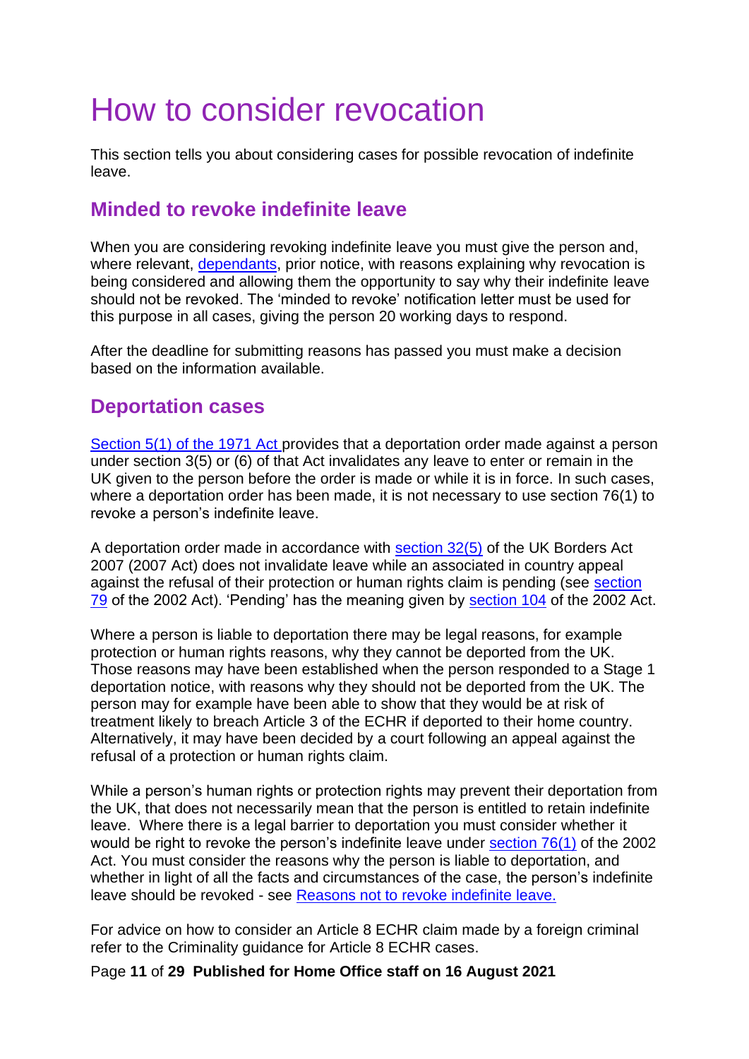# How to consider revocation

This section tells you about considering cases for possible revocation of indefinite leave.

## Minded to revoke indefinite leave

When you are considering revoking indefinite leave you must give the person and, where relevant, [dependants](), prior notice, with reasons explaining why revocation is being considered and allowing them the opportunity to say why their indefinite leave should not be revoked. The 'minded to revoke' notification letter must be used for this purpose in all cases, giving the person 20 working days to respond.

After the deadline for submitting reasons has passed you must make a decision based on the information available.

## Deportation cases

[Section 5(1) of the 1971 Act]() provides that a deportation order made against a person under section 3(5) or (6) of that Act invalidates any leave to enter or remain in the UK given to the person before the order is made or while it is in force. In such cases, where a deportation order has been made, it is not necessary to use section 76(1) to revoke a person's indefinite leave.

A deportation order made in accordance with [section 32(5)]() of the UK Borders Act 2007 (2007 Act) does not invalidate leave while an associated in country appeal against the refusal of their protection or human rights claim is pending (see [section 79]() of the 2002 Act). 'Pending' has the meaning given by [section 104]() of the 2002 Act.

Where a person is liable to deportation there may be legal reasons, for example protection or human rights reasons, why they cannot be deported from the UK. Those reasons may have been established when the person responded to a Stage 1 deportation notice, with reasons why they should not be deported from the UK. The person may for example have been able to show that they would be at risk of treatment likely to breach Article 3 of the ECHR if deported to their home country. Alternatively, it may have been decided by a court following an appeal against the refusal of a protection or human rights claim.

While a person's human rights or protection rights may prevent their deportation from the UK, that does not necessarily mean that the person is entitled to retain indefinite leave. Where there is a legal barrier to deportation you must consider whether it would be right to revoke the person's indefinite leave under [section 76(1)]() of the 2002 Act. You must consider the reasons why the person is liable to deportation, and whether in light of all the facts and circumstances of the case, the person's indefinite leave should be revoked - see [Reasons not to revoke indefinite leave.]()

For advice on how to consider an Article 8 ECHR claim made by a foreign criminal refer to the Criminality guidance for Article 8 ECHR cases.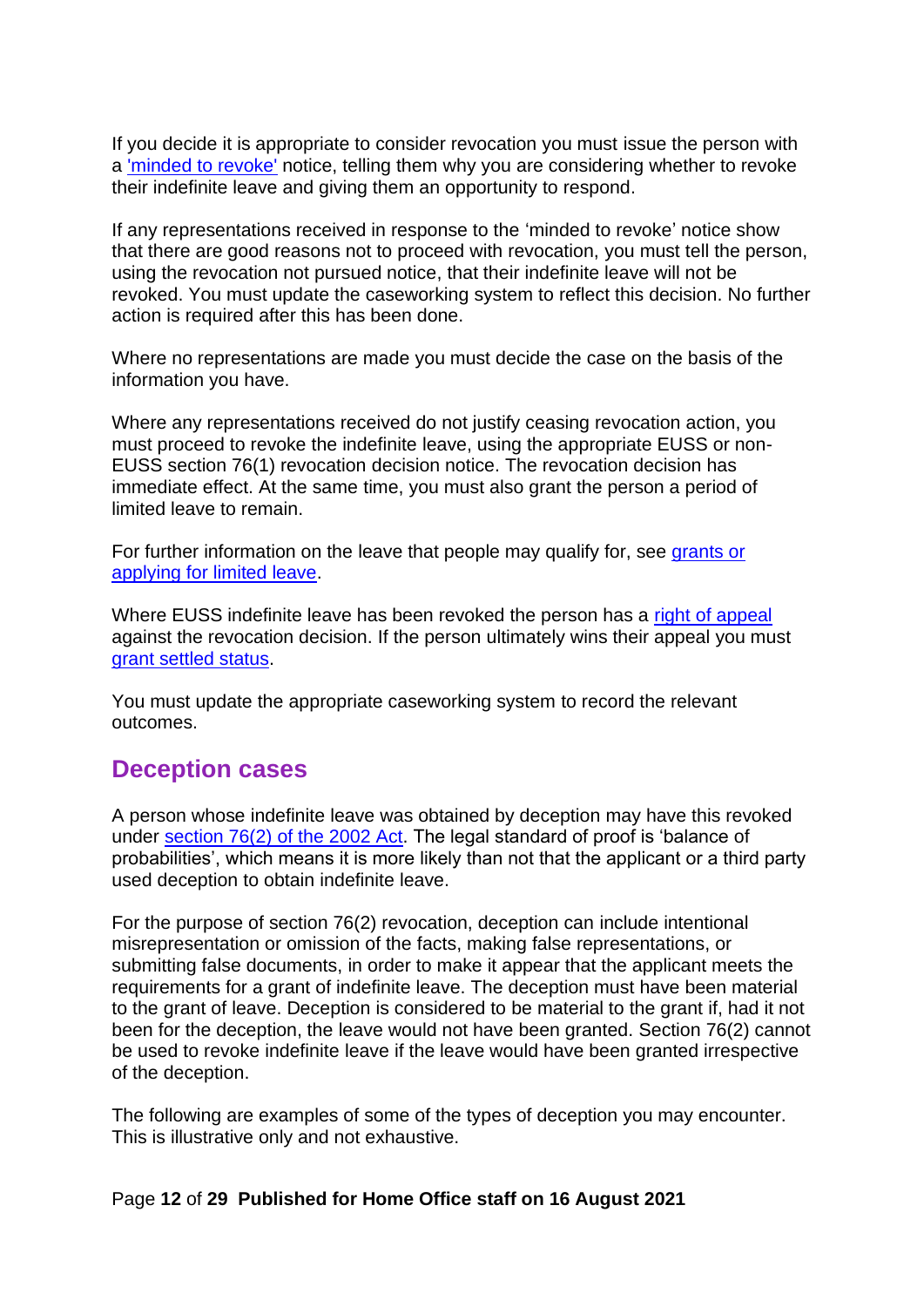If you decide it is appropriate to consider revocation you must issue the person with a 'minded to revoke' notice, telling them why you are considering whether to revoke their indefinite leave and giving them an opportunity to respond.

If any representations received in response to the 'minded to revoke' notice show that there are good reasons not to proceed with revocation, you must tell the person, using the revocation not pursued notice, that their indefinite leave will not be revoked. You must update the caseworking system to reflect this decision. No further action is required after this has been done.

Where no representations are made you must decide the case on the basis of the information you have.

Where any representations received do not justify ceasing revocation action, you must proceed to revoke the indefinite leave, using the appropriate EUSS or non-EUSS section 76(1) revocation decision notice. The revocation decision has immediate effect. At the same time, you must also grant the person a period of limited leave to remain.

For further information on the leave that people may qualify for, see grants or applying for limited leave.

Where EUSS indefinite leave has been revoked the person has a right of appeal against the revocation decision. If the person ultimately wins their appeal you must grant settled status.

You must update the appropriate caseworking system to record the relevant outcomes.

## Deception cases

A person whose indefinite leave was obtained by deception may have this revoked under section 76(2) of the 2002 Act. The legal standard of proof is 'balance of probabilities', which means it is more likely than not that the applicant or a third party used deception to obtain indefinite leave.

For the purpose of section 76(2) revocation, deception can include intentional misrepresentation or omission of the facts, making false representations, or submitting false documents, in order to make it appear that the applicant meets the requirements for a grant of indefinite leave. The deception must have been material to the grant of leave. Deception is considered to be material to the grant if, had it not been for the deception, the leave would not have been granted. Section 76(2) cannot be used to revoke indefinite leave if the leave would have been granted irrespective of the deception.

The following are examples of some of the types of deception you may encounter. This is illustrative only and not exhaustive.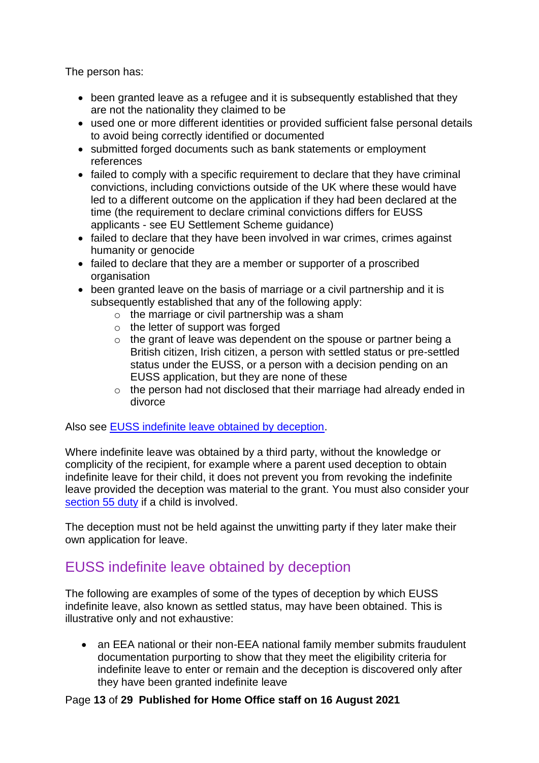The person has:

- been granted leave as a refugee and it is subsequently established that they are not the nationality they claimed to be
- used one or more different identities or provided sufficient false personal details to avoid being correctly identified or documented
- submitted forged documents such as bank statements or employment references
- failed to comply with a specific requirement to declare that they have criminal convictions, including convictions outside of the UK where these would have led to a different outcome on the application if they had been declared at the time (the requirement to declare criminal convictions differs for EUSS applicants - see EU Settlement Scheme guidance)
- failed to declare that they have been involved in war crimes, crimes against humanity or genocide
- failed to declare that they are a member or supporter of a proscribed organisation
- been granted leave on the basis of marriage or a civil partnership and it is subsequently established that any of the following apply:
    - the marriage or civil partnership was a sham
    - the letter of support was forged
    - the grant of leave was dependent on the spouse or partner being a British citizen, Irish citizen, a person with settled status or pre-settled status under the EUSS, or a person with a decision pending on an EUSS application, but they are none of these
    - the person had not disclosed that their marriage had already ended in divorce

Also see EUSS indefinite leave obtained by deception.

Where indefinite leave was obtained by a third party, without the knowledge or complicity of the recipient, for example where a parent used deception to obtain indefinite leave for their child, it does not prevent you from revoking the indefinite leave provided the deception was material to the grant. You must also consider your section 55 duty if a child is involved.

The deception must not be held against the unwitting party if they later make their own application for leave.

## EUSS indefinite leave obtained by deception

The following are examples of some of the types of deception by which EUSS indefinite leave, also known as settled status, may have been obtained. This is illustrative only and not exhaustive:

- an EEA national or their non-EEA national family member submits fraudulent documentation purporting to show that they meet the eligibility criteria for indefinite leave to enter or remain and the deception is discovered only after they have been granted indefinite leave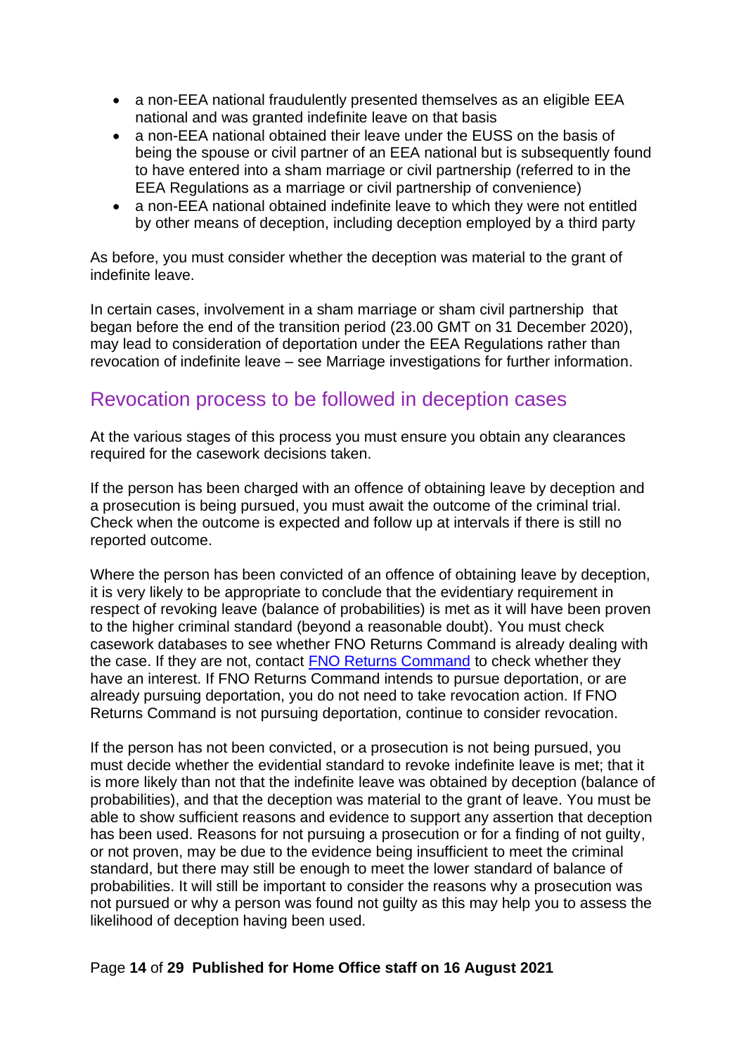- a non-EEA national fraudulently presented themselves as an eligible EEA national and was granted indefinite leave on that basis
- a non-EEA national obtained their leave under the EUSS on the basis of being the spouse or civil partner of an EEA national but is subsequently found to have entered into a sham marriage or civil partnership (referred to in the EEA Regulations as a marriage or civil partnership of convenience)
- a non-EEA national obtained indefinite leave to which they were not entitled by other means of deception, including deception employed by a third party

As before, you must consider whether the deception was material to the grant of indefinite leave.

In certain cases, involvement in a sham marriage or sham civil partnership that began before the end of the transition period (23.00 GMT on 31 December 2020), may lead to consideration of deportation under the EEA Regulations rather than revocation of indefinite leave – see Marriage investigations for further information.

## Revocation process to be followed in deception cases

At the various stages of this process you must ensure you obtain any clearances required for the casework decisions taken.

If the person has been charged with an offence of obtaining leave by deception and a prosecution is being pursued, you must await the outcome of the criminal trial. Check when the outcome is expected and follow up at intervals if there is still no reported outcome.

Where the person has been convicted of an offence of obtaining leave by deception, it is very likely to be appropriate to conclude that the evidentiary requirement in respect of revoking leave (balance of probabilities) is met as it will have been proven to the higher criminal standard (beyond a reasonable doubt). You must check casework databases to see whether FNO Returns Command is already dealing with the case. If they are not, contact FNO Returns Command to check whether they have an interest. If FNO Returns Command intends to pursue deportation, or are already pursuing deportation, you do not need to take revocation action. If FNO Returns Command is not pursuing deportation, continue to consider revocation.

If the person has not been convicted, or a prosecution is not being pursued, you must decide whether the evidential standard to revoke indefinite leave is met; that it is more likely than not that the indefinite leave was obtained by deception (balance of probabilities), and that the deception was material to the grant of leave. You must be able to show sufficient reasons and evidence to support any assertion that deception has been used. Reasons for not pursuing a prosecution or for a finding of not guilty, or not proven, may be due to the evidence being insufficient to meet the criminal standard, but there may still be enough to meet the lower standard of balance of probabilities. It will still be important to consider the reasons why a prosecution was not pursued or why a person was found not guilty as this may help you to assess the likelihood of deception having been used.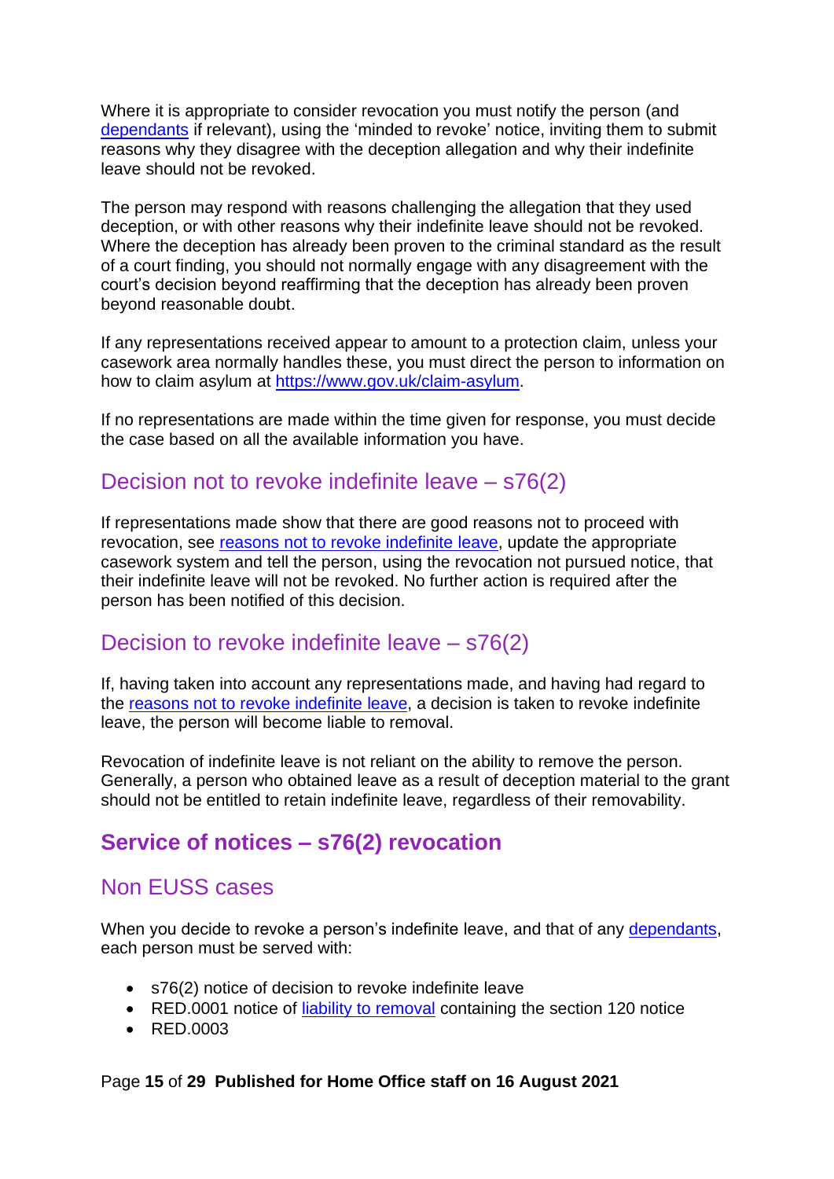Where it is appropriate to consider revocation you must notify the person (and dependants if relevant), using the 'minded to revoke' notice, inviting them to submit reasons why they disagree with the deception allegation and why their indefinite leave should not be revoked.

The person may respond with reasons challenging the allegation that they used deception, or with other reasons why their indefinite leave should not be revoked. Where the deception has already been proven to the criminal standard as the result of a court finding, you should not normally engage with any disagreement with the court's decision beyond reaffirming that the deception has already been proven beyond reasonable doubt.

If any representations received appear to amount to a protection claim, unless your casework area normally handles these, you must direct the person to information on how to claim asylum at https://www.gov.uk/claim-asylum.

If no representations are made within the time given for response, you must decide the case based on all the available information you have.

### Decision not to revoke indefinite leave – s76(2)

If representations made show that there are good reasons not to proceed with revocation, see reasons not to revoke indefinite leave, update the appropriate casework system and tell the person, using the revocation not pursued notice, that their indefinite leave will not be revoked. No further action is required after the person has been notified of this decision.

### Decision to revoke indefinite leave – s76(2)

If, having taken into account any representations made, and having had regard to the reasons not to revoke indefinite leave, a decision is taken to revoke indefinite leave, the person will become liable to removal.

Revocation of indefinite leave is not reliant on the ability to remove the person. Generally, a person who obtained leave as a result of deception material to the grant should not be entitled to retain indefinite leave, regardless of their removability.

## Service of notices – s76(2) revocation

### Non EUSS cases

When you decide to revoke a person's indefinite leave, and that of any dependants, each person must be served with:

- s76(2) notice of decision to revoke indefinite leave
- RED.0001 notice of liability to removal containing the section 120 notice
- RED.0003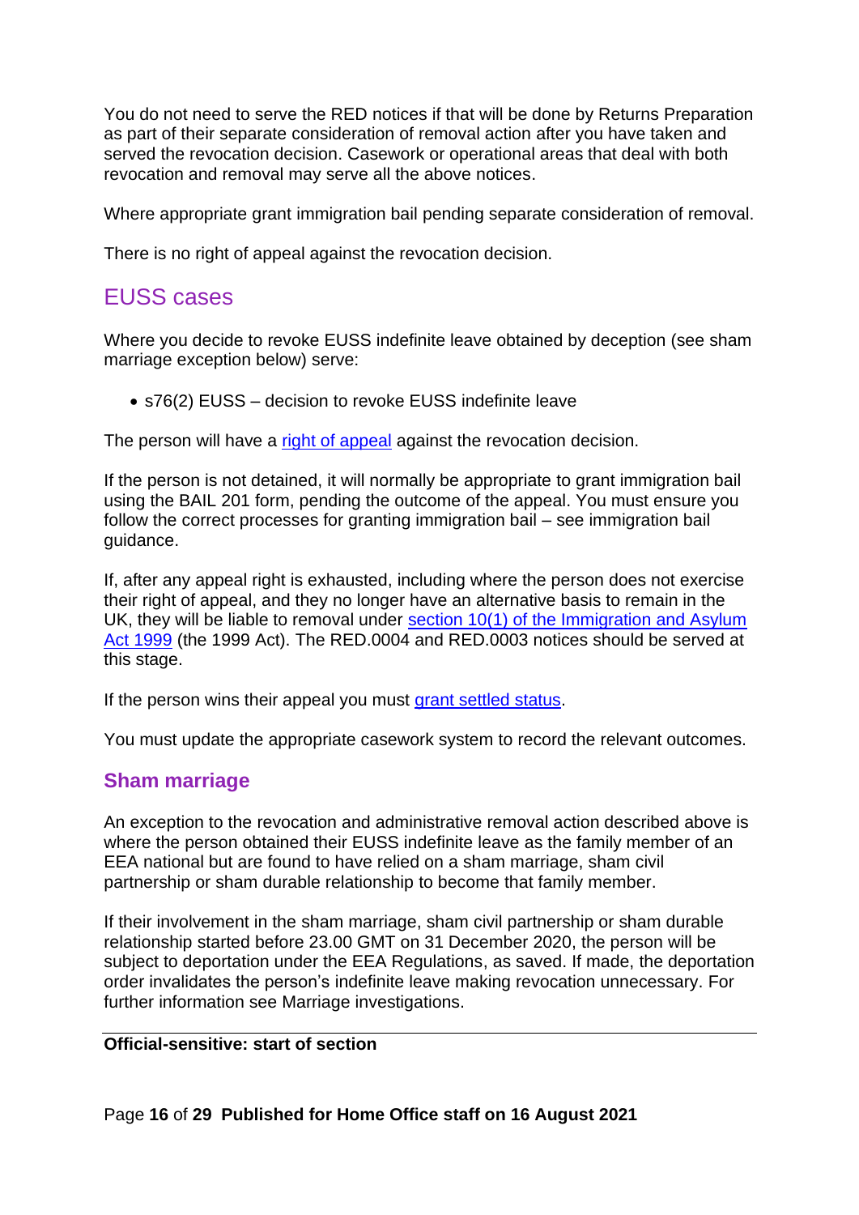You do not need to serve the RED notices if that will be done by Returns Preparation as part of their separate consideration of removal action after you have taken and served the revocation decision. Casework or operational areas that deal with both revocation and removal may serve all the above notices.

Where appropriate grant immigration bail pending separate consideration of removal.

There is no right of appeal against the revocation decision.

## EUSS cases

Where you decide to revoke EUSS indefinite leave obtained by deception (see sham marriage exception below) serve:

- s76(2) EUSS – decision to revoke EUSS indefinite leave

The person will have a right of appeal against the revocation decision.

If the person is not detained, it will normally be appropriate to grant immigration bail using the BAIL 201 form, pending the outcome of the appeal. You must ensure you follow the correct processes for granting immigration bail – see immigration bail guidance.

If, after any appeal right is exhausted, including where the person does not exercise their right of appeal, and they no longer have an alternative basis to remain in the UK, they will be liable to removal under section 10(1) of the Immigration and Asylum Act 1999 (the 1999 Act). The RED.0004 and RED.0003 notices should be served at this stage.

If the person wins their appeal you must grant settled status.

You must update the appropriate casework system to record the relevant outcomes.

### Sham marriage

An exception to the revocation and administrative removal action described above is where the person obtained their EUSS indefinite leave as the family member of an EEA national but are found to have relied on a sham marriage, sham civil partnership or sham durable relationship to become that family member.

If their involvement in the sham marriage, sham civil partnership or sham durable relationship started before 23.00 GMT on 31 December 2020, the person will be subject to deportation under the EEA Regulations, as saved. If made, the deportation order invalidates the person's indefinite leave making revocation unnecessary. For further information see Marriage investigations.

---

**Official-sensitive: start of section**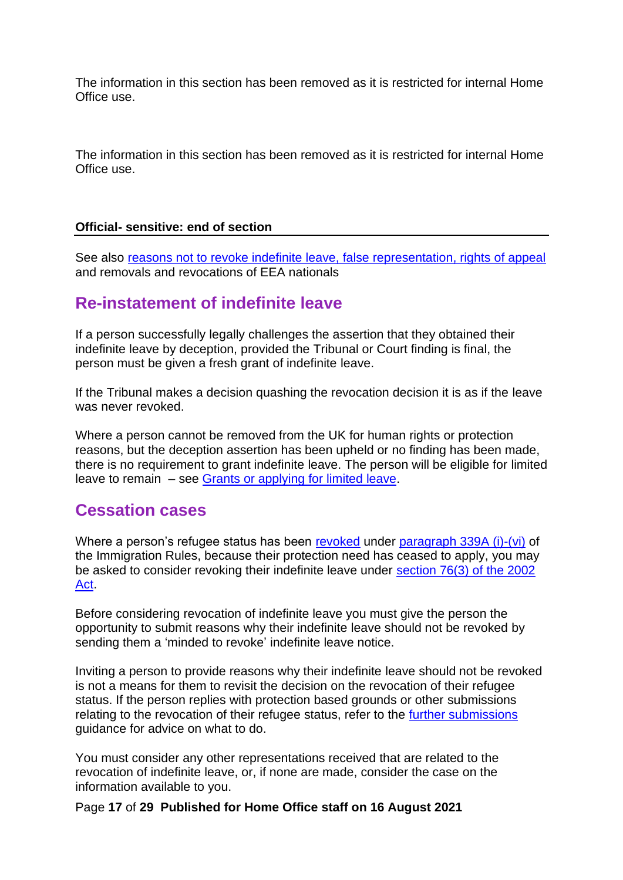The information in this section has been removed as it is restricted for internal Home Office use.

The information in this section has been removed as it is restricted for internal Home Office use.

**Official- sensitive: end of section**

See also reasons not to revoke indefinite leave, false representation, rights of appeal and removals and revocations of EEA nationals

## Re-instatement of indefinite leave

If a person successfully legally challenges the assertion that they obtained their indefinite leave by deception, provided the Tribunal or Court finding is final, the person must be given a fresh grant of indefinite leave.

If the Tribunal makes a decision quashing the revocation decision it is as if the leave was never revoked.

Where a person cannot be removed from the UK for human rights or protection reasons, but the deception assertion has been upheld or no finding has been made, there is no requirement to grant indefinite leave. The person will be eligible for limited leave to remain – see Grants or applying for limited leave.

## Cessation cases

Where a person's refugee status has been revoked under paragraph 339A (i)-(vi) of the Immigration Rules, because their protection need has ceased to apply, you may be asked to consider revoking their indefinite leave under section 76(3) of the 2002 Act.

Before considering revocation of indefinite leave you must give the person the opportunity to submit reasons why their indefinite leave should not be revoked by sending them a 'minded to revoke' indefinite leave notice.

Inviting a person to provide reasons why their indefinite leave should not be revoked is not a means for them to revisit the decision on the revocation of their refugee status. If the person replies with protection based grounds or other submissions relating to the revocation of their refugee status, refer to the further submissions guidance for advice on what to do.

You must consider any other representations received that are related to the revocation of indefinite leave, or, if none are made, consider the case on the information available to you.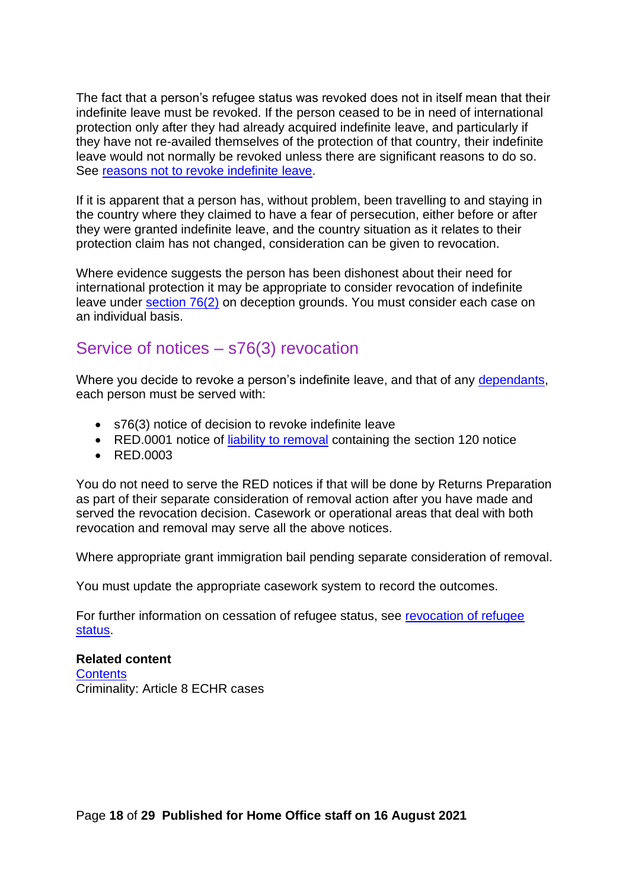The fact that a person's refugee status was revoked does not in itself mean that their indefinite leave must be revoked. If the person ceased to be in need of international protection only after they had already acquired indefinite leave, and particularly if they have not re-availed themselves of the protection of that country, their indefinite leave would not normally be revoked unless there are significant reasons to do so. See reasons not to revoke indefinite leave.

If it is apparent that a person has, without problem, been travelling to and staying in the country where they claimed to have a fear of persecution, either before or after they were granted indefinite leave, and the country situation as it relates to their protection claim has not changed, consideration can be given to revocation.

Where evidence suggests the person has been dishonest about their need for international protection it may be appropriate to consider revocation of indefinite leave under section 76(2) on deception grounds. You must consider each case on an individual basis.

## Service of notices – s76(3) revocation

Where you decide to revoke a person's indefinite leave, and that of any dependants, each person must be served with:

- s76(3) notice of decision to revoke indefinite leave
- RED.0001 notice of liability to removal containing the section 120 notice
- RED.0003

You do not need to serve the RED notices if that will be done by Returns Preparation as part of their separate consideration of removal action after you have made and served the revocation decision. Casework or operational areas that deal with both revocation and removal may serve all the above notices.

Where appropriate grant immigration bail pending separate consideration of removal.

You must update the appropriate casework system to record the outcomes.

For further information on cessation of refugee status, see revocation of refugee status.

**Related content**
Contents
Criminality: Article 8 ECHR cases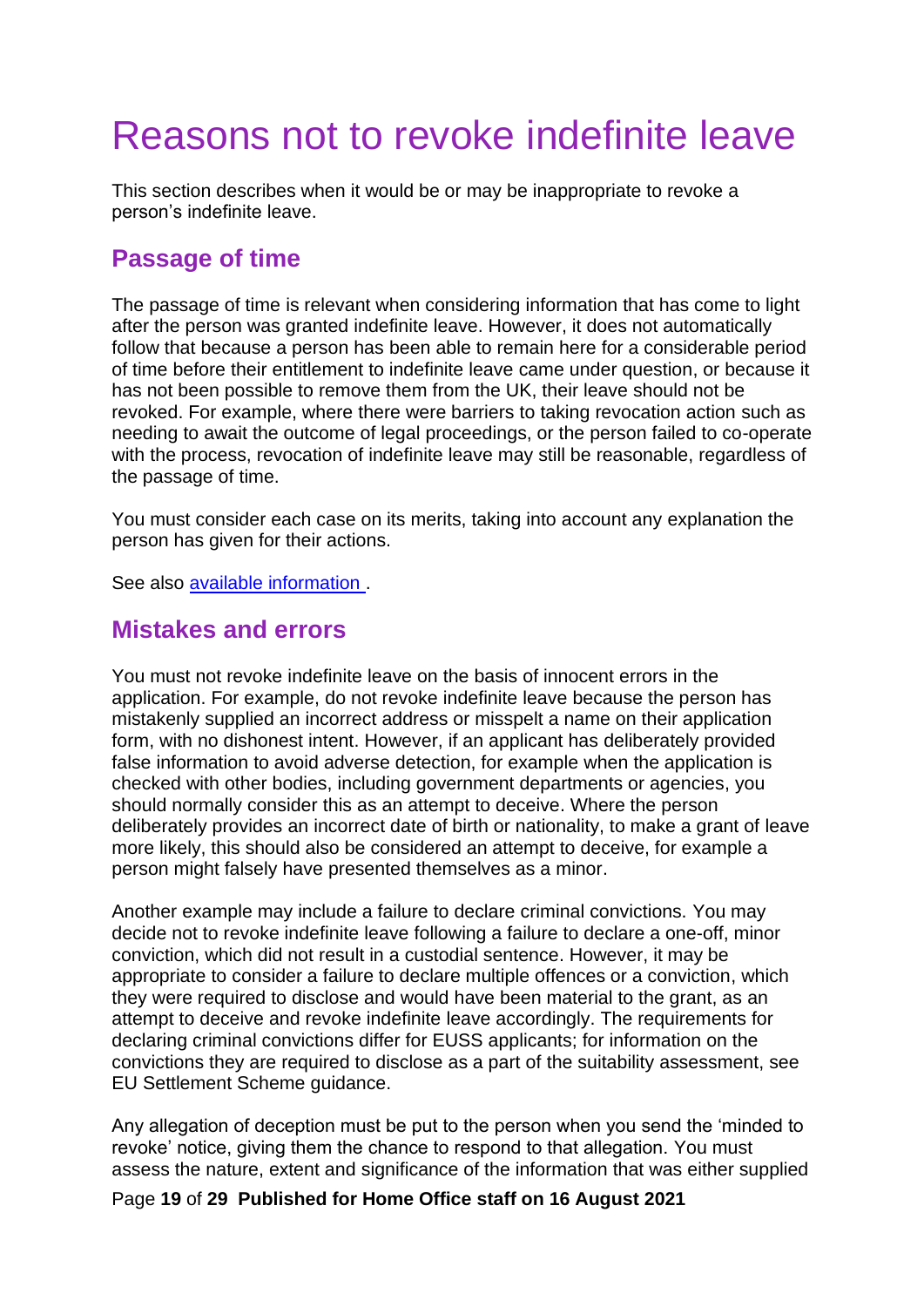# Reasons not to revoke indefinite leave

This section describes when it would be or may be inappropriate to revoke a person's indefinite leave.

## Passage of time

The passage of time is relevant when considering information that has come to light after the person was granted indefinite leave. However, it does not automatically follow that because a person has been able to remain here for a considerable period of time before their entitlement to indefinite leave came under question, or because it has not been possible to remove them from the UK, their leave should not be revoked. For example, where there were barriers to taking revocation action such as needing to await the outcome of legal proceedings, or the person failed to co-operate with the process, revocation of indefinite leave may still be reasonable, regardless of the passage of time.

You must consider each case on its merits, taking into account any explanation the person has given for their actions.

See also [available information](#) .

## Mistakes and errors

You must not revoke indefinite leave on the basis of innocent errors in the application. For example, do not revoke indefinite leave because the person has mistakenly supplied an incorrect address or misspelt a name on their application form, with no dishonest intent. However, if an applicant has deliberately provided false information to avoid adverse detection, for example when the application is checked with other bodies, including government departments or agencies, you should normally consider this as an attempt to deceive. Where the person deliberately provides an incorrect date of birth or nationality, to make a grant of leave more likely, this should also be considered an attempt to deceive, for example a person might falsely have presented themselves as a minor.

Another example may include a failure to declare criminal convictions. You may decide not to revoke indefinite leave following a failure to declare a one-off, minor conviction, which did not result in a custodial sentence. However, it may be appropriate to consider a failure to declare multiple offences or a conviction, which they were required to disclose and would have been material to the grant, as an attempt to deceive and revoke indefinite leave accordingly. The requirements for declaring criminal convictions differ for EUSS applicants; for information on the convictions they are required to disclose as a part of the suitability assessment, see EU Settlement Scheme guidance.

Any allegation of deception must be put to the person when you send the 'minded to revoke' notice, giving them the chance to respond to that allegation. You must assess the nature, extent and significance of the information that was either supplied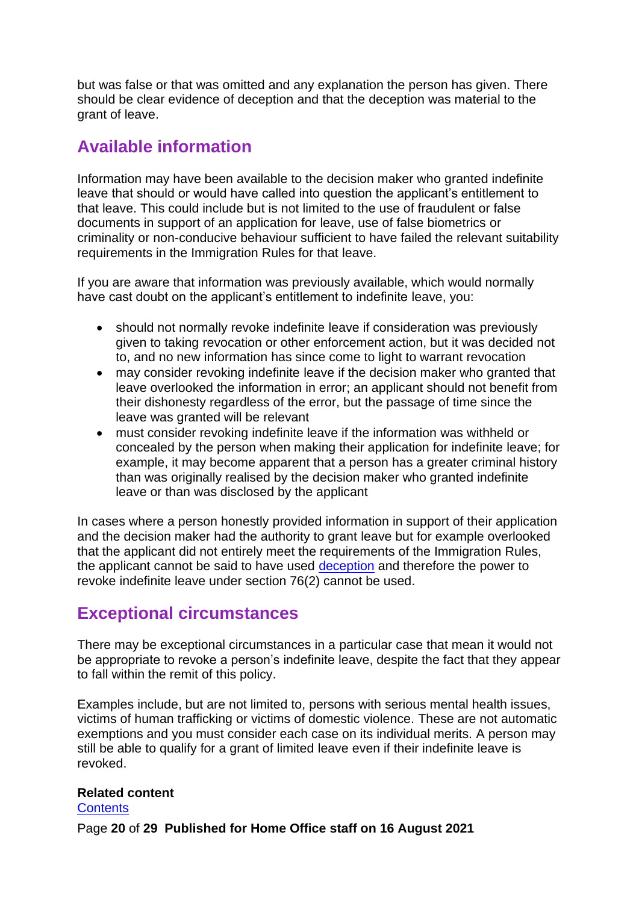but was false or that was omitted and any explanation the person has given. There should be clear evidence of deception and that the deception was material to the grant of leave.

## Available information

Information may have been available to the decision maker who granted indefinite leave that should or would have called into question the applicant's entitlement to that leave. This could include but is not limited to the use of fraudulent or false documents in support of an application for leave, use of false biometrics or criminality or non-conducive behaviour sufficient to have failed the relevant suitability requirements in the Immigration Rules for that leave.

If you are aware that information was previously available, which would normally have cast doubt on the applicant's entitlement to indefinite leave, you:

- should not normally revoke indefinite leave if consideration was previously given to taking revocation or other enforcement action, but it was decided not to, and no new information has since come to light to warrant revocation
- may consider revoking indefinite leave if the decision maker who granted that leave overlooked the information in error; an applicant should not benefit from their dishonesty regardless of the error, but the passage of time since the leave was granted will be relevant
- must consider revoking indefinite leave if the information was withheld or concealed by the person when making their application for indefinite leave; for example, it may become apparent that a person has a greater criminal history than was originally realised by the decision maker who granted indefinite leave or than was disclosed by the applicant

In cases where a person honestly provided information in support of their application and the decision maker had the authority to grant leave but for example overlooked that the applicant did not entirely meet the requirements of the Immigration Rules, the applicant cannot be said to have used deception and therefore the power to revoke indefinite leave under section 76(2) cannot be used.

## Exceptional circumstances

There may be exceptional circumstances in a particular case that mean it would not be appropriate to revoke a person's indefinite leave, despite the fact that they appear to fall within the remit of this policy.

Examples include, but are not limited to, persons with serious mental health issues, victims of human trafficking or victims of domestic violence. These are not automatic exemptions and you must consider each case on its individual merits. A person may still be able to qualify for a grant of limited leave even if their indefinite leave is revoked.

**Related content**
Contents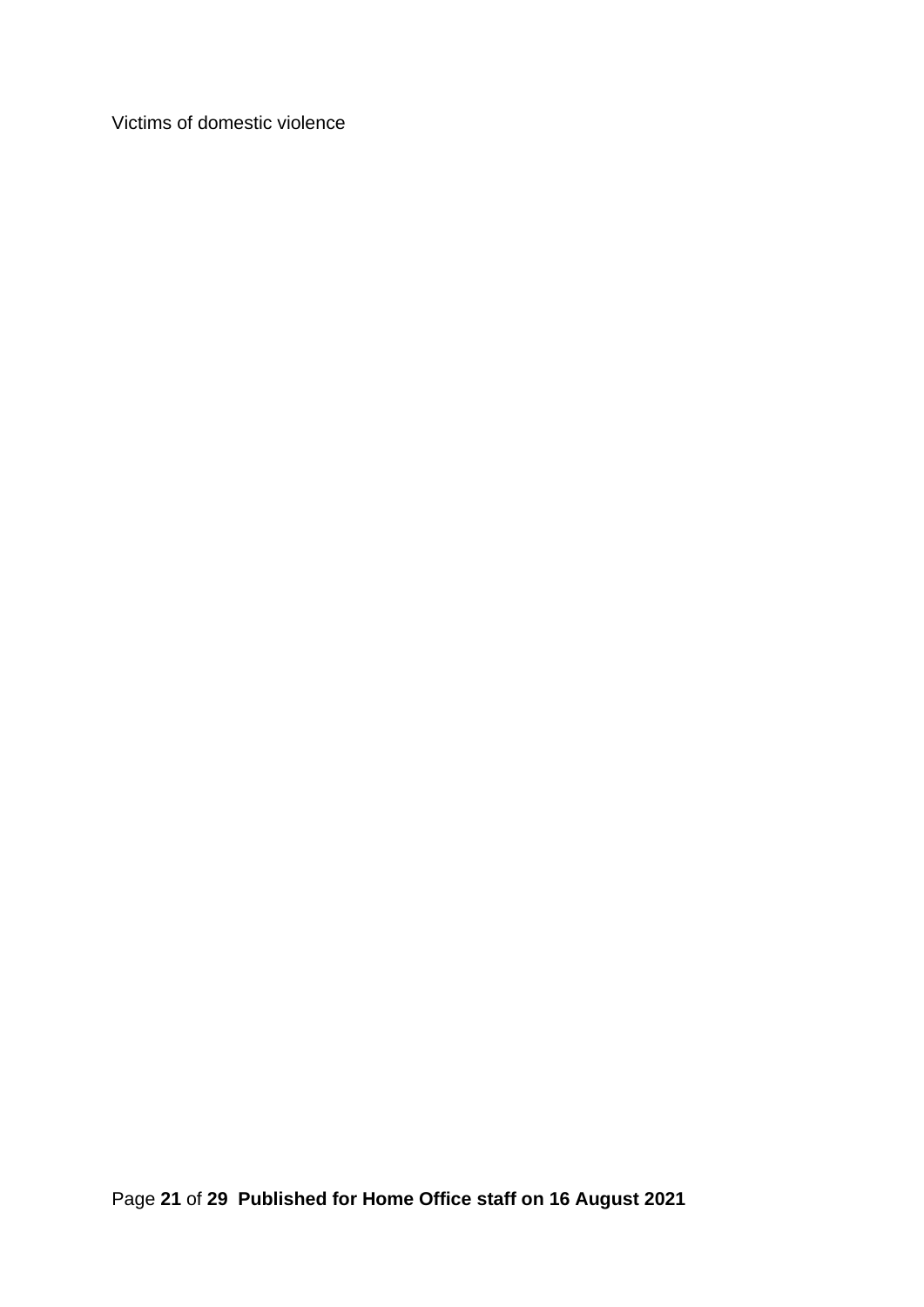Victims of domestic violence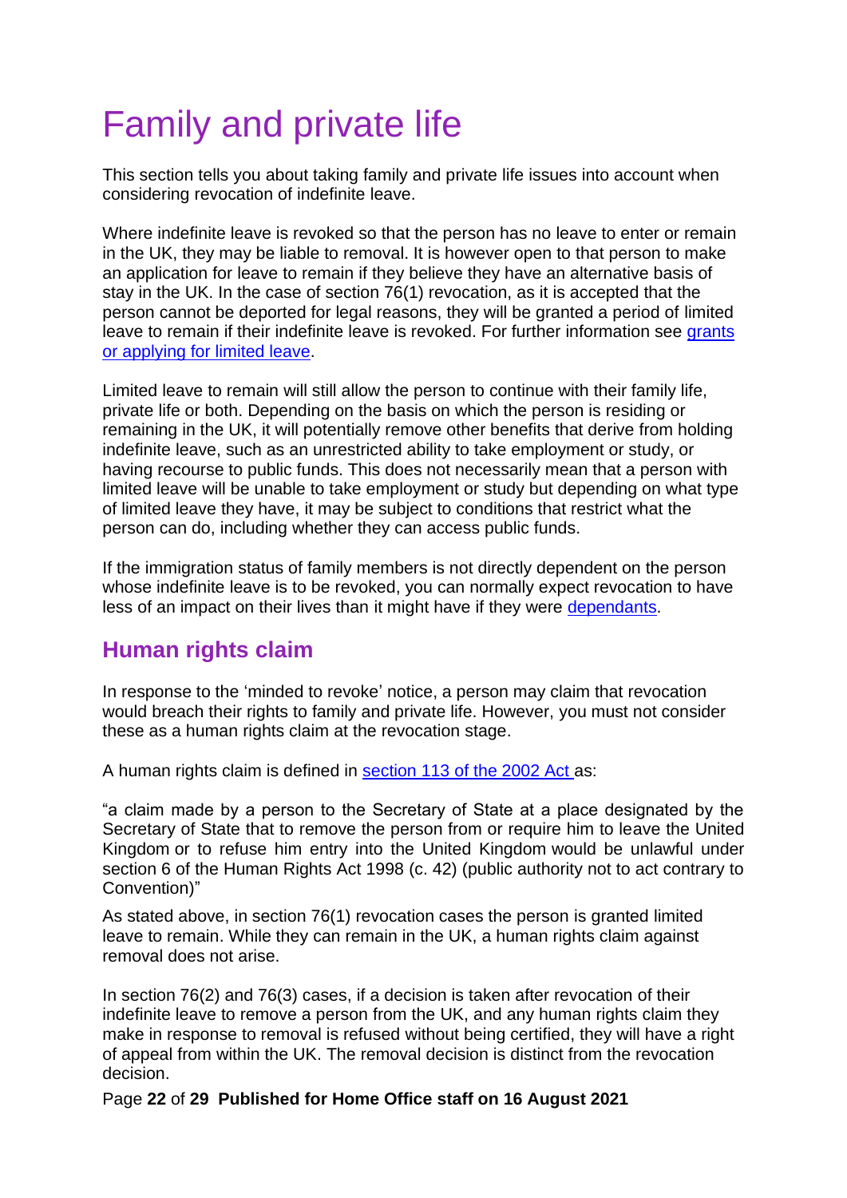# Family and private life

This section tells you about taking family and private life issues into account when considering revocation of indefinite leave.

Where indefinite leave is revoked so that the person has no leave to enter or remain in the UK, they may be liable to removal. It is however open to that person to make an application for leave to remain if they believe they have an alternative basis of stay in the UK. In the case of section 76(1) revocation, as it is accepted that the person cannot be deported for legal reasons, they will be granted a period of limited leave to remain if their indefinite leave is revoked. For further information see [grants or applying for limited leave](#).

Limited leave to remain will still allow the person to continue with their family life, private life or both. Depending on the basis on which the person is residing or remaining in the UK, it will potentially remove other benefits that derive from holding indefinite leave, such as an unrestricted ability to take employment or study, or having recourse to public funds. This does not necessarily mean that a person with limited leave will be unable to take employment or study but depending on what type of limited leave they have, it may be subject to conditions that restrict what the person can do, including whether they can access public funds.

If the immigration status of family members is not directly dependent on the person whose indefinite leave is to be revoked, you can normally expect revocation to have less of an impact on their lives than it might have if they were [dependants](#).

## Human rights claim

In response to the 'minded to revoke' notice, a person may claim that revocation would breach their rights to family and private life. However, you must not consider these as a human rights claim at the revocation stage.

A human rights claim is defined in [section 113 of the 2002 Act](#) as:

"a claim made by a person to the Secretary of State at a place designated by the Secretary of State that to remove the person from or require him to leave the United Kingdom or to refuse him entry into the United Kingdom would be unlawful under section 6 of the Human Rights Act 1998 (c. 42) (public authority not to act contrary to Convention)"

As stated above, in section 76(1) revocation cases the person is granted limited leave to remain. While they can remain in the UK, a human rights claim against removal does not arise.

In section 76(2) and 76(3) cases, if a decision is taken after revocation of their indefinite leave to remove a person from the UK, and any human rights claim they make in response to removal is refused without being certified, they will have a right of appeal from within the UK. The removal decision is distinct from the revocation decision.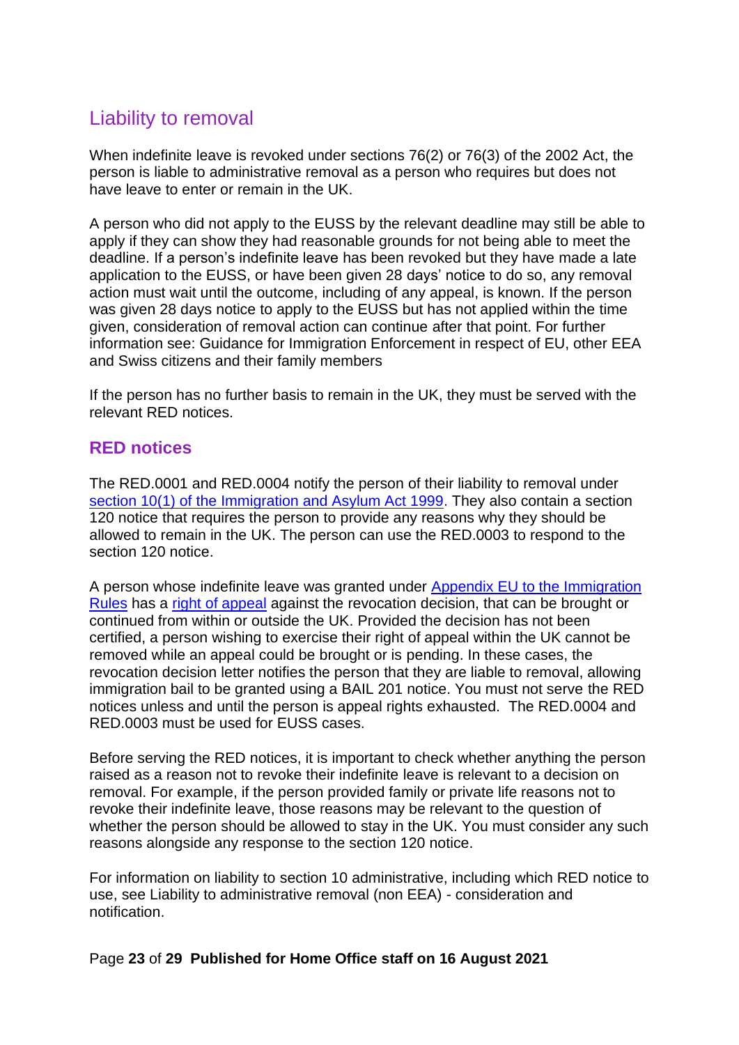## Liability to removal

When indefinite leave is revoked under sections 76(2) or 76(3) of the 2002 Act, the person is liable to administrative removal as a person who requires but does not have leave to enter or remain in the UK.

A person who did not apply to the EUSS by the relevant deadline may still be able to apply if they can show they had reasonable grounds for not being able to meet the deadline. If a person's indefinite leave has been revoked but they have made a late application to the EUSS, or have been given 28 days' notice to do so, any removal action must wait until the outcome, including of any appeal, is known. If the person was given 28 days notice to apply to the EUSS but has not applied within the time given, consideration of removal action can continue after that point. For further information see: Guidance for Immigration Enforcement in respect of EU, other EEA and Swiss citizens and their family members

If the person has no further basis to remain in the UK, they must be served with the relevant RED notices.

### RED notices

The RED.0001 and RED.0004 notify the person of their liability to removal under [section 10(1) of the Immigration and Asylum Act 1999](). They also contain a section 120 notice that requires the person to provide any reasons why they should be allowed to remain in the UK. The person can use the RED.0003 to respond to the section 120 notice.

A person whose indefinite leave was granted under [Appendix EU to the Immigration Rules]() has a [right of appeal]() against the revocation decision, that can be brought or continued from within or outside the UK. Provided the decision has not been certified, a person wishing to exercise their right of appeal within the UK cannot be removed while an appeal could be brought or is pending. In these cases, the revocation decision letter notifies the person that they are liable to removal, allowing immigration bail to be granted using a BAIL 201 notice. You must not serve the RED notices unless and until the person is appeal rights exhausted. The RED.0004 and RED.0003 must be used for EUSS cases.

Before serving the RED notices, it is important to check whether anything the person raised as a reason not to revoke their indefinite leave is relevant to a decision on removal. For example, if the person provided family or private life reasons not to revoke their indefinite leave, those reasons may be relevant to the question of whether the person should be allowed to stay in the UK. You must consider any such reasons alongside any response to the section 120 notice.

For information on liability to section 10 administrative, including which RED notice to use, see Liability to administrative removal (non EEA) - consideration and notification.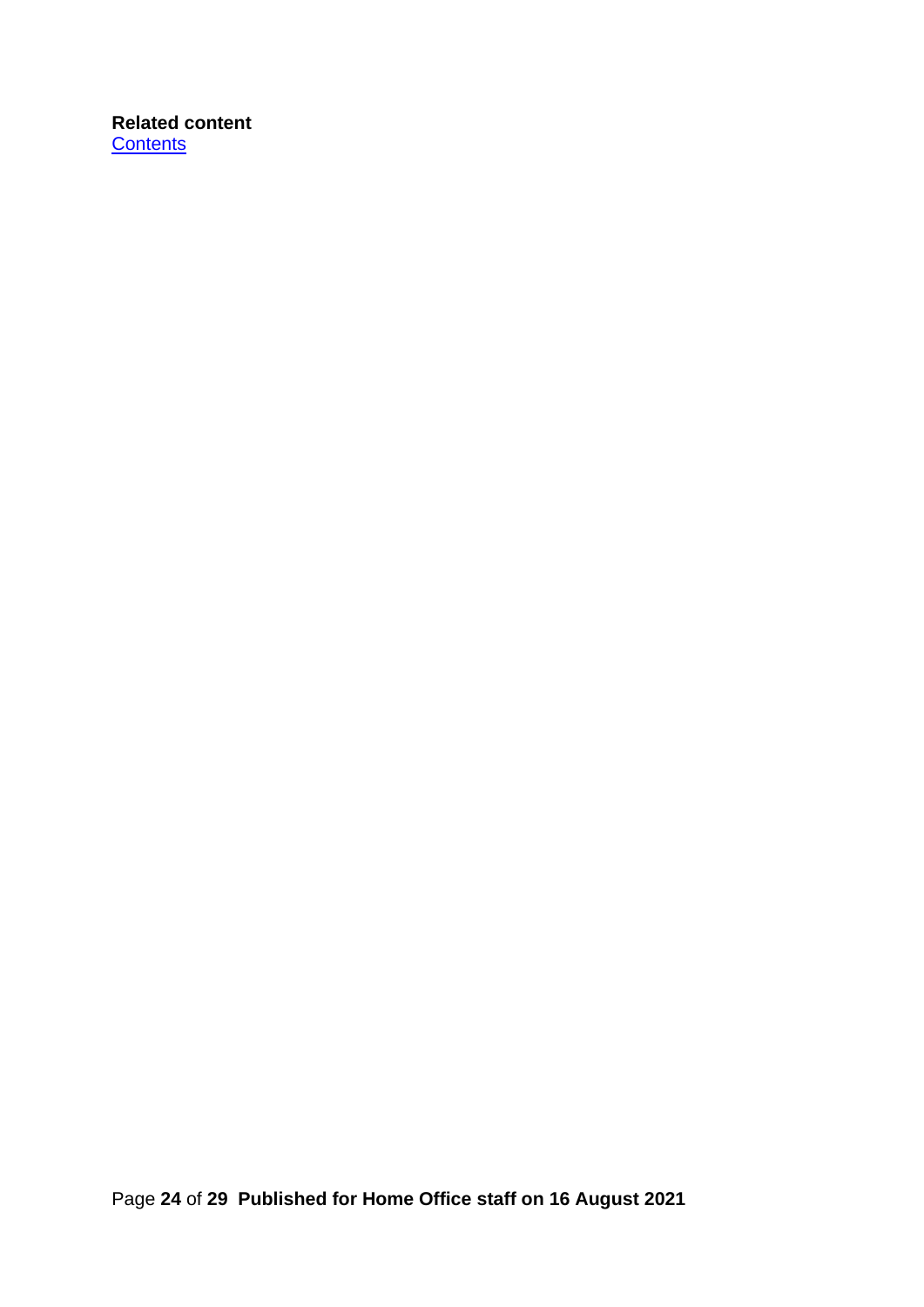**Related content**
[Contents]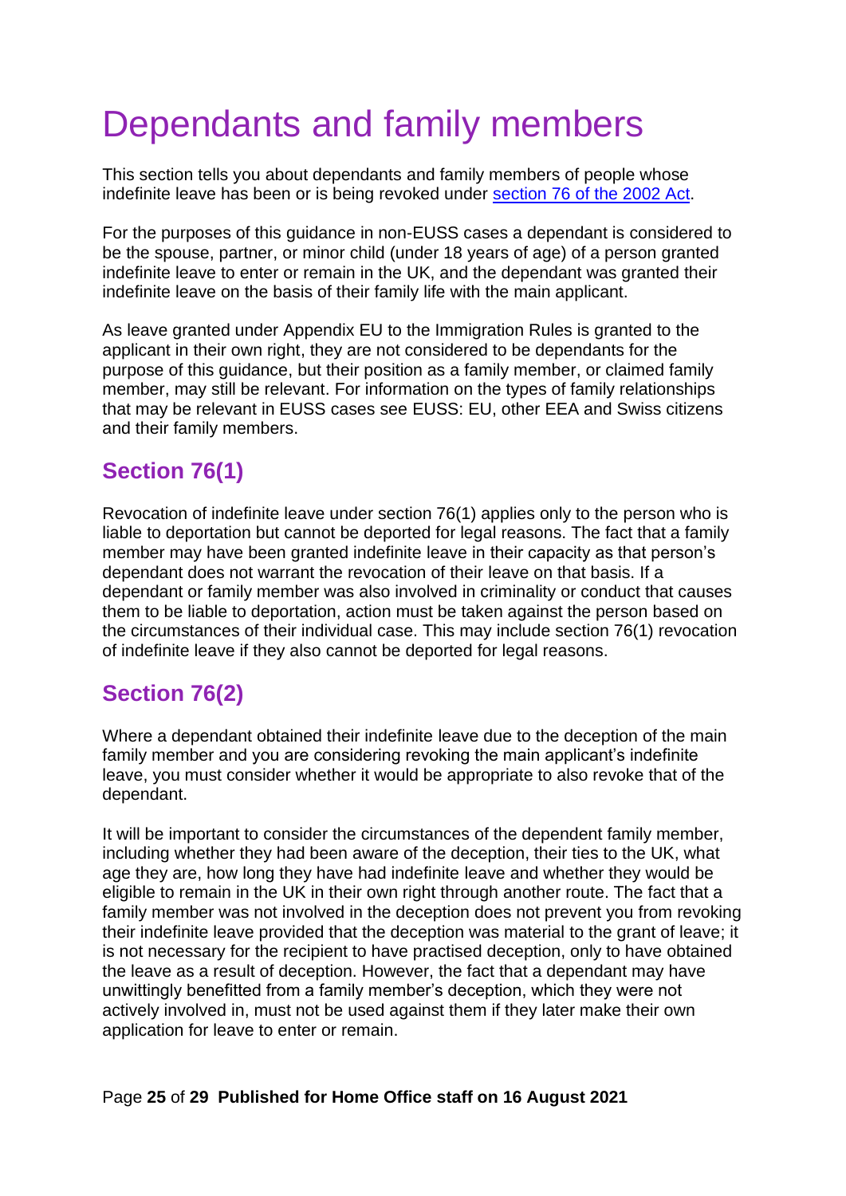# Dependants and family members

This section tells you about dependants and family members of people whose indefinite leave has been or is being revoked under [section 76 of the 2002 Act](#).

For the purposes of this guidance in non-EUSS cases a dependant is considered to be the spouse, partner, or minor child (under 18 years of age) of a person granted indefinite leave to enter or remain in the UK, and the dependant was granted their indefinite leave on the basis of their family life with the main applicant.

As leave granted under Appendix EU to the Immigration Rules is granted to the applicant in their own right, they are not considered to be dependants for the purpose of this guidance, but their position as a family member, or claimed family member, may still be relevant. For information on the types of family relationships that may be relevant in EUSS cases see EUSS: EU, other EEA and Swiss citizens and their family members.

## Section 76(1)

Revocation of indefinite leave under section 76(1) applies only to the person who is liable to deportation but cannot be deported for legal reasons. The fact that a family member may have been granted indefinite leave in their capacity as that person's dependant does not warrant the revocation of their leave on that basis. If a dependant or family member was also involved in criminality or conduct that causes them to be liable to deportation, action must be taken against the person based on the circumstances of their individual case. This may include section 76(1) revocation of indefinite leave if they also cannot be deported for legal reasons.

## Section 76(2)

Where a dependant obtained their indefinite leave due to the deception of the main family member and you are considering revoking the main applicant's indefinite leave, you must consider whether it would be appropriate to also revoke that of the dependant.

It will be important to consider the circumstances of the dependent family member, including whether they had been aware of the deception, their ties to the UK, what age they are, how long they have had indefinite leave and whether they would be eligible to remain in the UK in their own right through another route. The fact that a family member was not involved in the deception does not prevent you from revoking their indefinite leave provided that the deception was material to the grant of leave; it is not necessary for the recipient to have practised deception, only to have obtained the leave as a result of deception. However, the fact that a dependant may have unwittingly benefitted from a family member's deception, which they were not actively involved in, must not be used against them if they later make their own application for leave to enter or remain.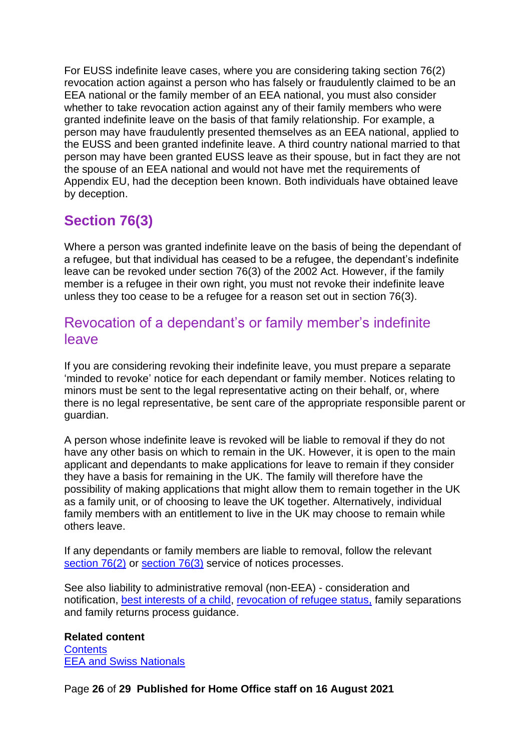For EUSS indefinite leave cases, where you are considering taking section 76(2) revocation action against a person who has falsely or fraudulently claimed to be an EEA national or the family member of an EEA national, you must also consider whether to take revocation action against any of their family members who were granted indefinite leave on the basis of that family relationship. For example, a person may have fraudulently presented themselves as an EEA national, applied to the EUSS and been granted indefinite leave. A third country national married to that person may have been granted EUSS leave as their spouse, but in fact they are not the spouse of an EEA national and would not have met the requirements of Appendix EU, had the deception been known. Both individuals have obtained leave by deception.

## Section 76(3)

Where a person was granted indefinite leave on the basis of being the dependant of a refugee, but that individual has ceased to be a refugee, the dependant's indefinite leave can be revoked under section 76(3) of the 2002 Act. However, if the family member is a refugee in their own right, you must not revoke their indefinite leave unless they too cease to be a refugee for a reason set out in section 76(3).

### Revocation of a dependant's or family member's indefinite leave

If you are considering revoking their indefinite leave, you must prepare a separate 'minded to revoke' notice for each dependant or family member. Notices relating to minors must be sent to the legal representative acting on their behalf, or, where there is no legal representative, be sent care of the appropriate responsible parent or guardian.

A person whose indefinite leave is revoked will be liable to removal if they do not have any other basis on which to remain in the UK. However, it is open to the main applicant and dependants to make applications for leave to remain if they consider they have a basis for remaining in the UK. The family will therefore have the possibility of making applications that might allow them to remain together in the UK as a family unit, or of choosing to leave the UK together. Alternatively, individual family members with an entitlement to live in the UK may choose to remain while others leave.

If any dependants or family members are liable to removal, follow the relevant section 76(2) or section 76(3) service of notices processes.

See also liability to administrative removal (non-EEA) - consideration and notification, best interests of a child, revocation of refugee status, family separations and family returns process guidance.

**Related content**
Contents
EEA and Swiss Nationals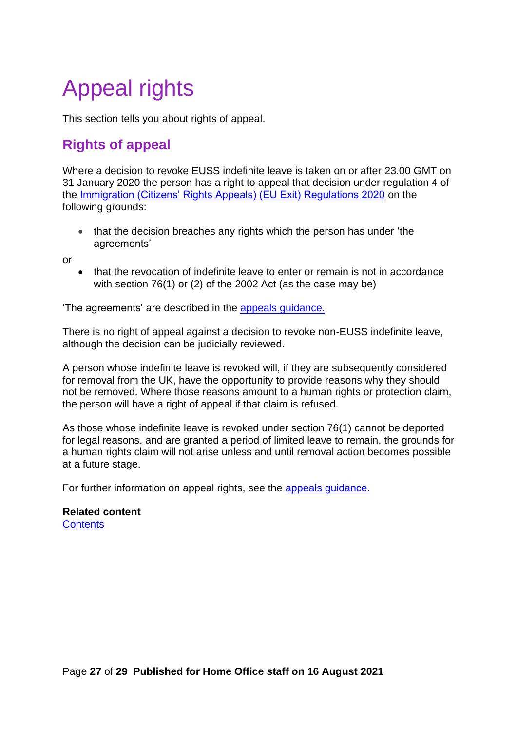# Appeal rights

This section tells you about rights of appeal.

## Rights of appeal

Where a decision to revoke EUSS indefinite leave is taken on or after 23.00 GMT on 31 January 2020 the person has a right to appeal that decision under regulation 4 of the Immigration (Citizens' Rights Appeals) (EU Exit) Regulations 2020 on the following grounds:

- that the decision breaches any rights which the person has under 'the agreements'

or

- that the revocation of indefinite leave to enter or remain is not in accordance with section 76(1) or (2) of the 2002 Act (as the case may be)

'The agreements' are described in the appeals guidance.

There is no right of appeal against a decision to revoke non-EUSS indefinite leave, although the decision can be judicially reviewed.

A person whose indefinite leave is revoked will, if they are subsequently considered for removal from the UK, have the opportunity to provide reasons why they should not be removed. Where those reasons amount to a human rights or protection claim, the person will have a right of appeal if that claim is refused.

As those whose indefinite leave is revoked under section 76(1) cannot be deported for legal reasons, and are granted a period of limited leave to remain, the grounds for a human rights claim will not arise unless and until removal action becomes possible at a future stage.

For further information on appeal rights, see the appeals guidance.

**Related content**
Contents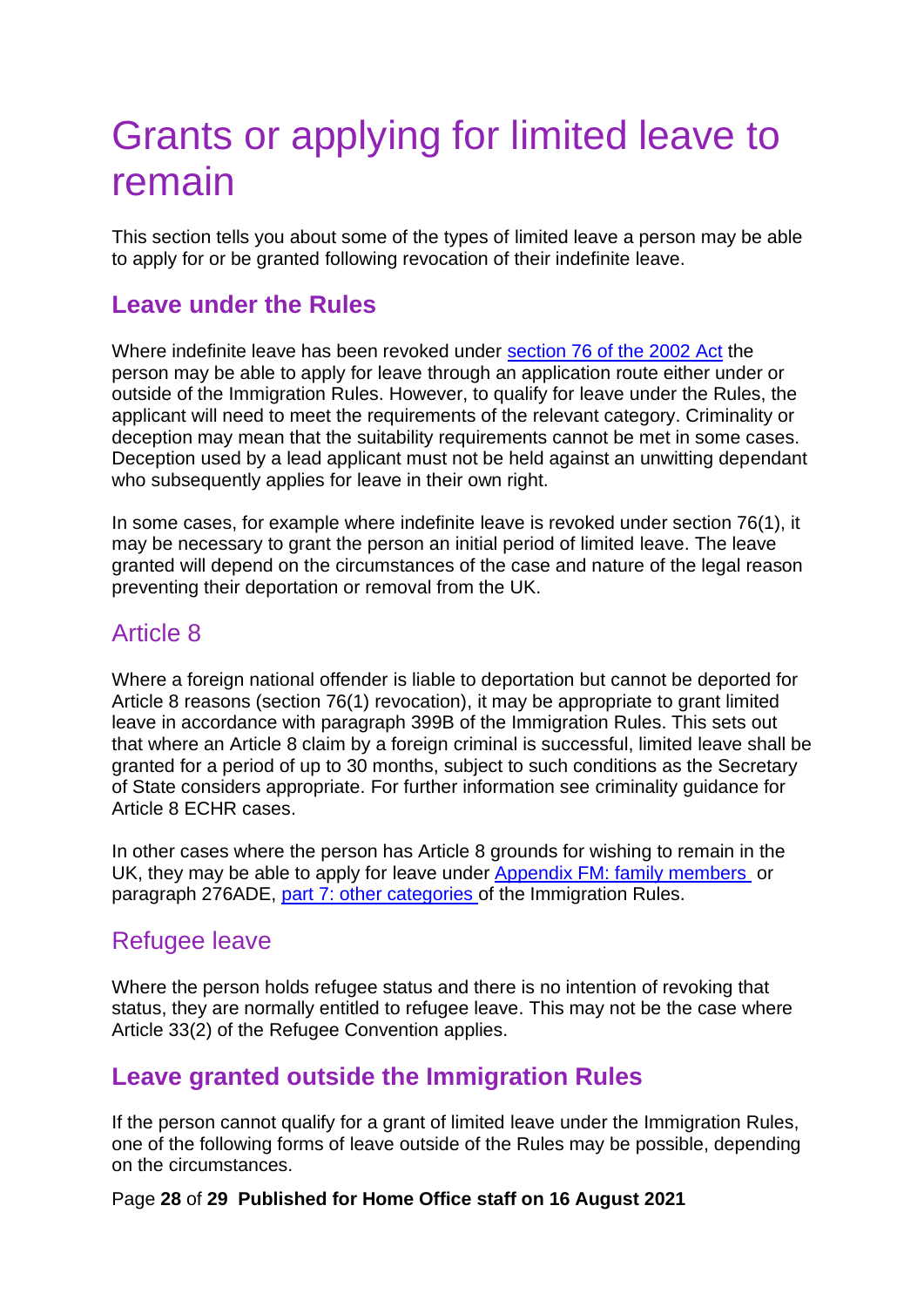# Grants or applying for limited leave to remain

This section tells you about some of the types of limited leave a person may be able to apply for or be granted following revocation of their indefinite leave.

## Leave under the Rules

Where indefinite leave has been revoked under [section 76 of the 2002 Act](#) the person may be able to apply for leave through an application route either under or outside of the Immigration Rules. However, to qualify for leave under the Rules, the applicant will need to meet the requirements of the relevant category. Criminality or deception may mean that the suitability requirements cannot be met in some cases. Deception used by a lead applicant must not be held against an unwitting dependant who subsequently applies for leave in their own right.

In some cases, for example where indefinite leave is revoked under section 76(1), it may be necessary to grant the person an initial period of limited leave. The leave granted will depend on the circumstances of the case and nature of the legal reason preventing their deportation or removal from the UK.

### Article 8

Where a foreign national offender is liable to deportation but cannot be deported for Article 8 reasons (section 76(1) revocation), it may be appropriate to grant limited leave in accordance with paragraph 399B of the Immigration Rules. This sets out that where an Article 8 claim by a foreign criminal is successful, limited leave shall be granted for a period of up to 30 months, subject to such conditions as the Secretary of State considers appropriate. For further information see criminality guidance for Article 8 ECHR cases.

In other cases where the person has Article 8 grounds for wishing to remain in the UK, they may be able to apply for leave under [Appendix FM: family members](#) or paragraph 276ADE, [part 7: other categories](#) of the Immigration Rules.

### Refugee leave

Where the person holds refugee status and there is no intention of revoking that status, they are normally entitled to refugee leave. This may not be the case where Article 33(2) of the Refugee Convention applies.

## Leave granted outside the Immigration Rules

If the person cannot qualify for a grant of limited leave under the Immigration Rules, one of the following forms of leave outside of the Rules may be possible, depending on the circumstances.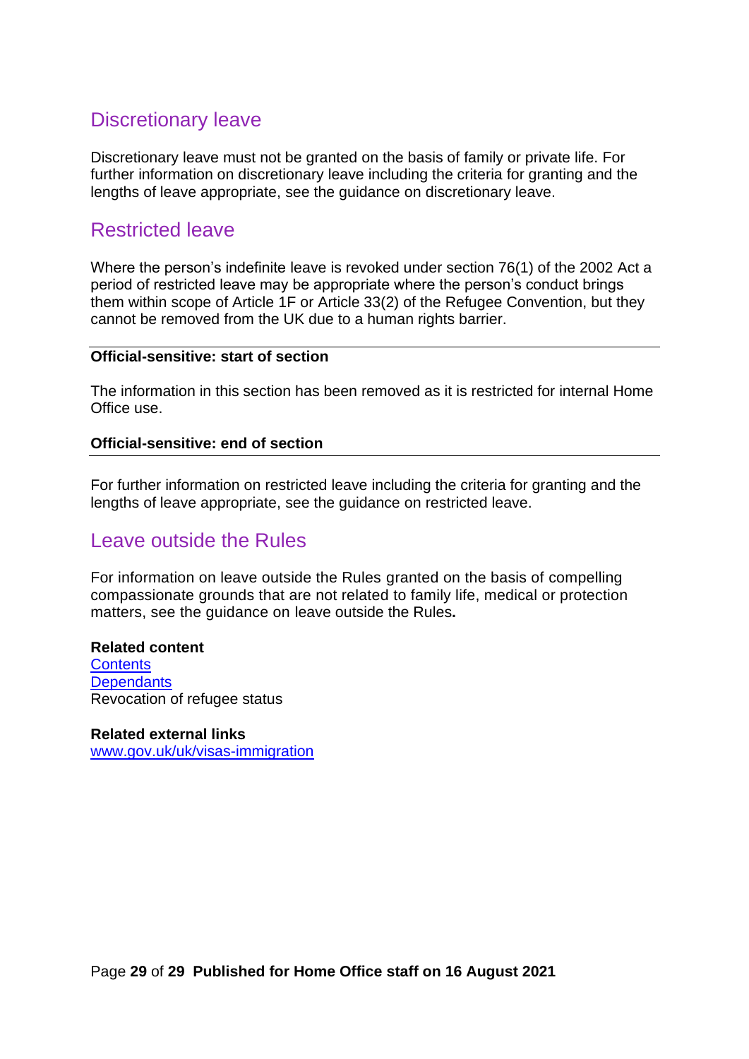## Discretionary leave

Discretionary leave must not be granted on the basis of family or private life. For further information on discretionary leave including the criteria for granting and the lengths of leave appropriate, see the guidance on discretionary leave.

## Restricted leave

Where the person's indefinite leave is revoked under section 76(1) of the 2002 Act a period of restricted leave may be appropriate where the person's conduct brings them within scope of Article 1F or Article 33(2) of the Refugee Convention, but they cannot be removed from the UK due to a human rights barrier.

---

**Official-sensitive: start of section**

The information in this section has been removed as it is restricted for internal Home Office use.

**Official-sensitive: end of section**

---

For further information on restricted leave including the criteria for granting and the lengths of leave appropriate, see the guidance on restricted leave.

## Leave outside the Rules

For information on leave outside the Rules granted on the basis of compelling compassionate grounds that are not related to family life, medical or protection matters, see the guidance on leave outside the Rules**.**

**Related content**
[Contents](#)
[Dependants](#)
Revocation of refugee status

**Related external links**
[www.gov.uk/uk/visas-immigration](www.gov.uk/uk/visas-immigration)